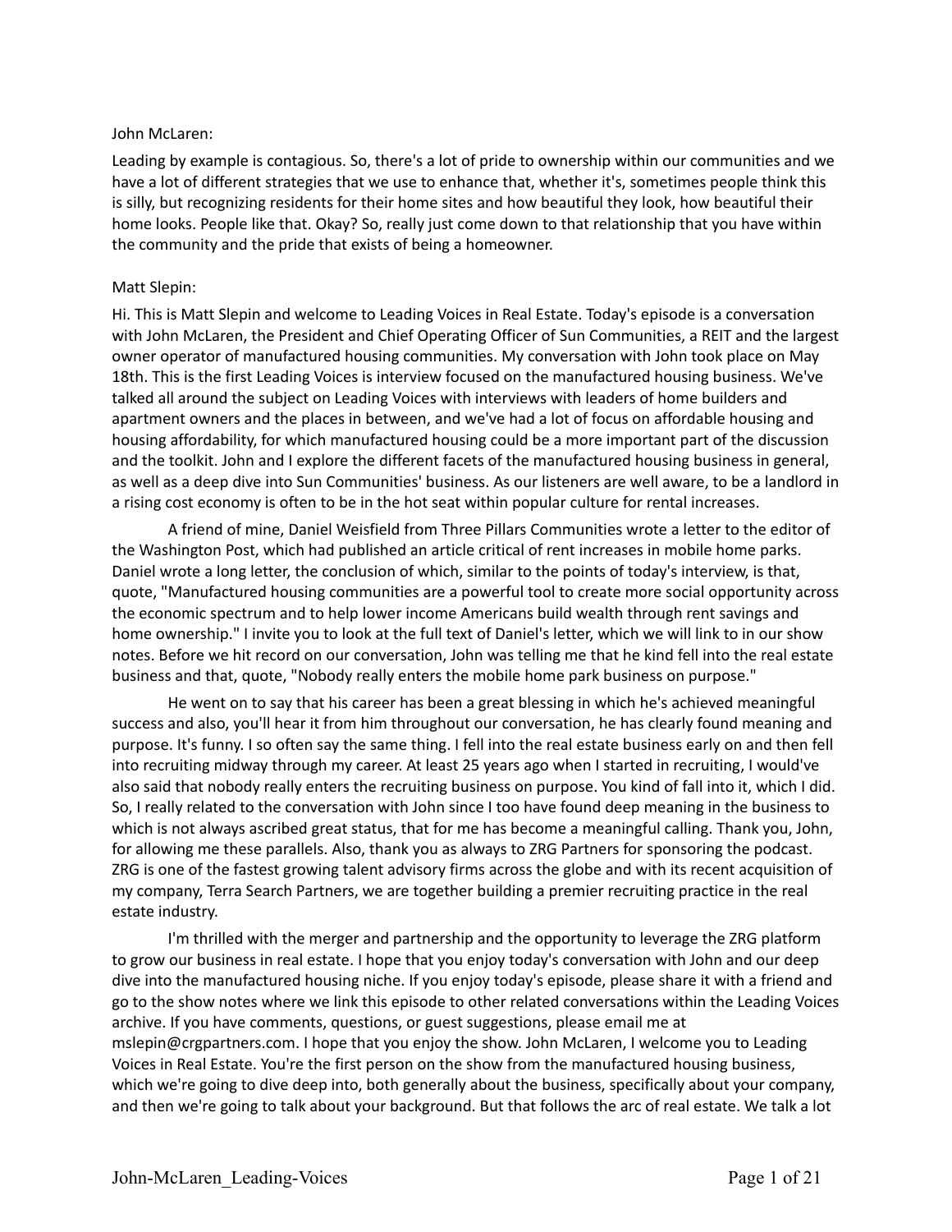John McLaren:

Leading by example is contagious. So, there's a lot of pride to ownership within our communities and we have a lot of different strategies that we use to enhance that, whether it's, sometimes people think this is silly, but recognizing residents for their home sites and how beautiful they look, how beautiful their home looks. People like that. Okay? So, really just come down to that relationship that you have within the community and the pride that exists of being a homeowner.

Matt Slepin:

Hi. This is Matt Slepin and welcome to Leading Voices in Real Estate. Today's episode is a conversation with John McLaren, the President and Chief Operating Officer of Sun Communities, a REIT and the largest owner operator of manufactured housing communities. My conversation with John took place on May 18th. This is the first Leading Voices is interview focused on the manufactured housing business. We've talked all around the subject on Leading Voices with interviews with leaders of home builders and apartment owners and the places in between, and we've had a lot of focus on affordable housing and housing affordability, for which manufactured housing could be a more important part of the discussion and the toolkit. John and I explore the different facets of the manufactured housing business in general, as well as a deep dive into Sun Communities' business. As our listeners are well aware, to be a landlord in a rising cost economy is often to be in the hot seat within popular culture for rental increases.

A friend of mine, Daniel Weisfield from Three Pillars Communities wrote a letter to the editor of the Washington Post, which had published an article critical of rent increases in mobile home parks. Daniel wrote a long letter, the conclusion of which, similar to the points of today's interview, is that, quote, "Manufactured housing communities are a powerful tool to create more social opportunity across the economic spectrum and to help lower income Americans build wealth through rent savings and home ownership." I invite you to look at the full text of Daniel's letter, which we will link to in our show notes. Before we hit record on our conversation, John was telling me that he kind fell into the real estate business and that, quote, "Nobody really enters the mobile home park business on purpose."

He went on to say that his career has been a great blessing in which he's achieved meaningful success and also, you'll hear it from him throughout our conversation, he has clearly found meaning and purpose. It's funny. I so often say the same thing. I fell into the real estate business early on and then fell into recruiting midway through my career. At least 25 years ago when I started in recruiting, I would've also said that nobody really enters the recruiting business on purpose. You kind of fall into it, which I did. So, I really related to the conversation with John since I too have found deep meaning in the business to which is not always ascribed great status, that for me has become a meaningful calling. Thank you, John, for allowing me these parallels. Also, thank you as always to ZRG Partners for sponsoring the podcast. ZRG is one of the fastest growing talent advisory firms across the globe and with its recent acquisition of my company, Terra Search Partners, we are together building a premier recruiting practice in the real estate industry.

I'm thrilled with the merger and partnership and the opportunity to leverage the ZRG platform to grow our business in real estate. I hope that you enjoy today's conversation with John and our deep dive into the manufactured housing niche. If you enjoy today's episode, please share it with a friend and go to the show notes where we link this episode to other related conversations within the Leading Voices archive. If you have comments, questions, or guest suggestions, please email me at mslepin@crgpartners.com. I hope that you enjoy the show. John McLaren, I welcome you to Leading Voices in Real Estate. You're the first person on the show from the manufactured housing business, which we're going to dive deep into, both generally about the business, specifically about your company, and then we're going to talk about your background. But that follows the arc of real estate. We talk a lot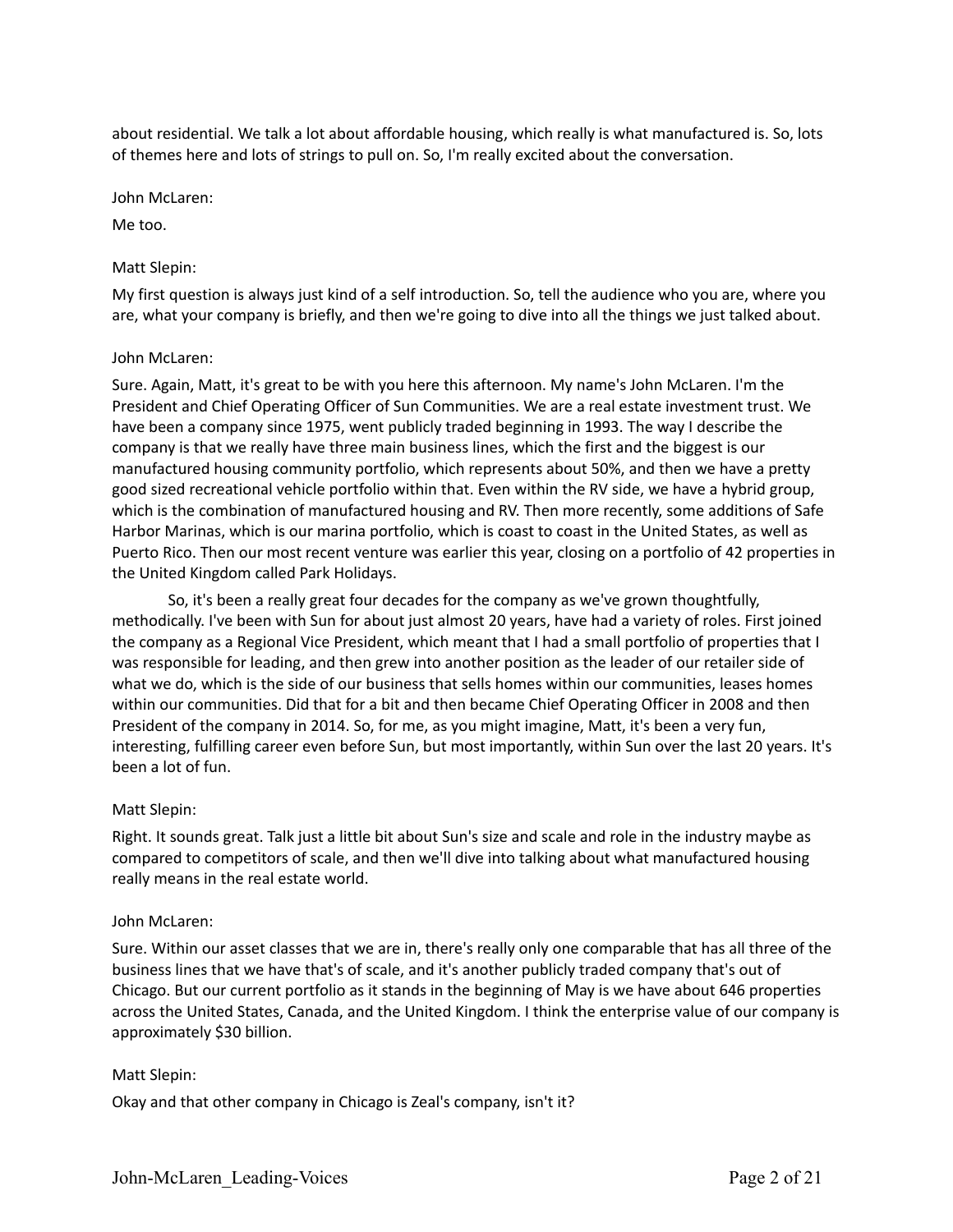about residential. We talk a lot about affordable housing, which really is what manufactured is. So, lots of themes here and lots of strings to pull on. So, I'm really excited about the conversation.

John McLaren:

Me too.

Matt Slepin:

My first question is always just kind of a self introduction. So, tell the audience who you are, where you are, what your company is briefly, and then we're going to dive into all the things we just talked about.

John McLaren:

Sure. Again, Matt, it's great to be with you here this afternoon. My name's John McLaren. I'm the President and Chief Operating Officer of Sun Communities. We are a real estate investment trust. We have been a company since 1975, went publicly traded beginning in 1993. The way I describe the company is that we really have three main business lines, which the first and the biggest is our manufactured housing community portfolio, which represents about 50%, and then we have a pretty good sized recreational vehicle portfolio within that. Even within the RV side, we have a hybrid group, which is the combination of manufactured housing and RV. Then more recently, some additions of Safe Harbor Marinas, which is our marina portfolio, which is coast to coast in the United States, as well as Puerto Rico. Then our most recent venture was earlier this year, closing on a portfolio of 42 properties in the United Kingdom called Park Holidays.

So, it's been a really great four decades for the company as we've grown thoughtfully, methodically. I've been with Sun for about just almost 20 years, have had a variety of roles. First joined the company as a Regional Vice President, which meant that I had a small portfolio of properties that I was responsible for leading, and then grew into another position as the leader of our retailer side of what we do, which is the side of our business that sells homes within our communities, leases homes within our communities. Did that for a bit and then became Chief Operating Officer in 2008 and then President of the company in 2014. So, for me, as you might imagine, Matt, it's been a very fun, interesting, fulfilling career even before Sun, but most importantly, within Sun over the last 20 years. It's been a lot of fun.

Matt Slepin:

Right. It sounds great. Talk just a little bit about Sun's size and scale and role in the industry maybe as compared to competitors of scale, and then we'll dive into talking about what manufactured housing really means in the real estate world.

John McLaren:

Sure. Within our asset classes that we are in, there's really only one comparable that has all three of the business lines that we have that's of scale, and it's another publicly traded company that's out of Chicago. But our current portfolio as it stands in the beginning of May is we have about 646 properties across the United States, Canada, and the United Kingdom. I think the enterprise value of our company is approximately $30 billion.

Matt Slepin:

Okay and that other company in Chicago is Zeal's company, isn't it?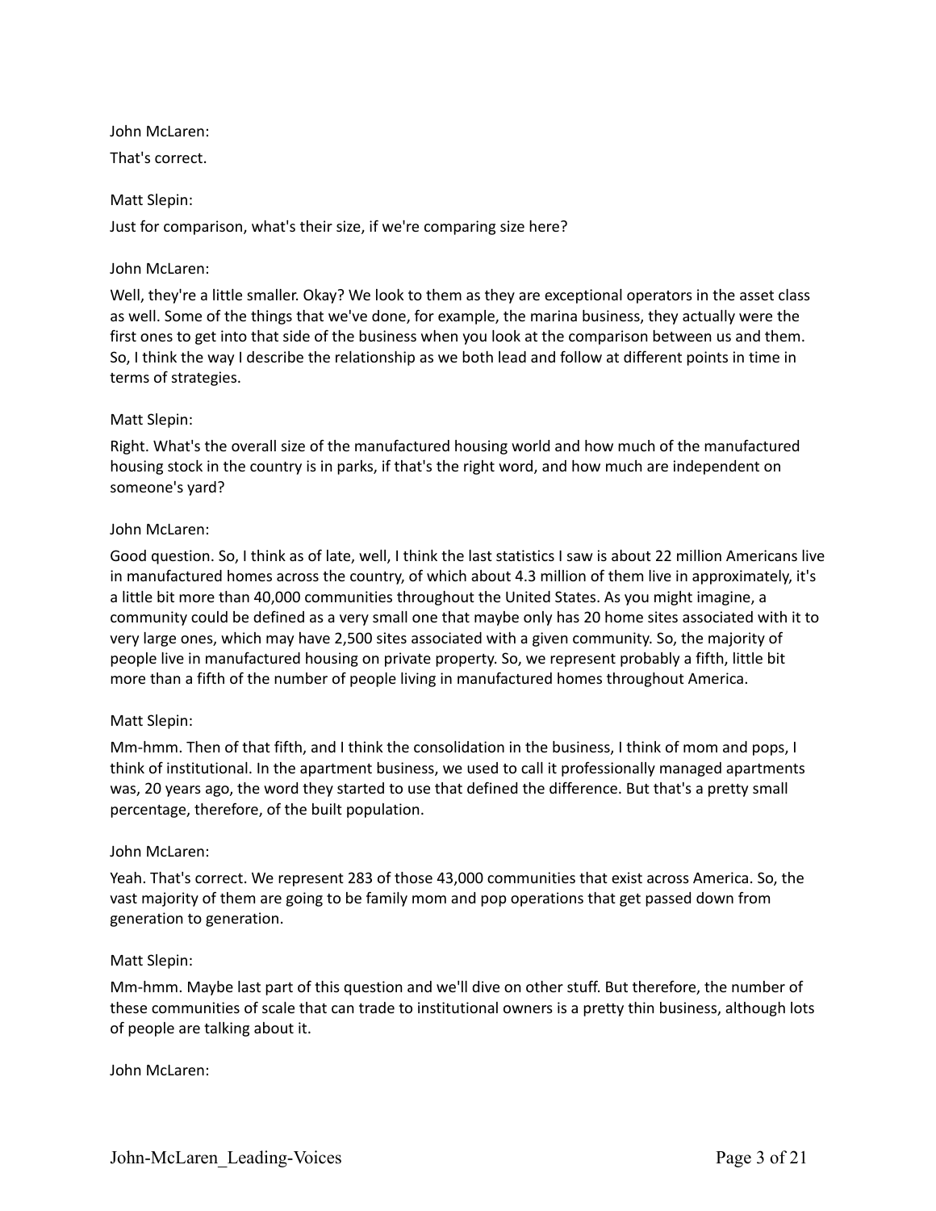John McLaren:

That's correct.

Matt Slepin:

Just for comparison, what's their size, if we're comparing size here?

John McLaren:

Well, they're a little smaller. Okay? We look to them as they are exceptional operators in the asset class as well. Some of the things that we've done, for example, the marina business, they actually were the first ones to get into that side of the business when you look at the comparison between us and them. So, I think the way I describe the relationship as we both lead and follow at different points in time in terms of strategies.

Matt Slepin:

Right. What's the overall size of the manufactured housing world and how much of the manufactured housing stock in the country is in parks, if that's the right word, and how much are independent on someone's yard?

John McLaren:

Good question. So, I think as of late, well, I think the last statistics I saw is about 22 million Americans live in manufactured homes across the country, of which about 4.3 million of them live in approximately, it's a little bit more than 40,000 communities throughout the United States. As you might imagine, a community could be defined as a very small one that maybe only has 20 home sites associated with it to very large ones, which may have 2,500 sites associated with a given community. So, the majority of people live in manufactured housing on private property. So, we represent probably a fifth, little bit more than a fifth of the number of people living in manufactured homes throughout America.

Matt Slepin:

Mm-hmm. Then of that fifth, and I think the consolidation in the business, I think of mom and pops, I think of institutional. In the apartment business, we used to call it professionally managed apartments was, 20 years ago, the word they started to use that defined the difference. But that's a pretty small percentage, therefore, of the built population.

John McLaren:

Yeah. That's correct. We represent 283 of those 43,000 communities that exist across America. So, the vast majority of them are going to be family mom and pop operations that get passed down from generation to generation.

Matt Slepin:

Mm-hmm. Maybe last part of this question and we'll dive on other stuff. But therefore, the number of these communities of scale that can trade to institutional owners is a pretty thin business, although lots of people are talking about it.

John McLaren: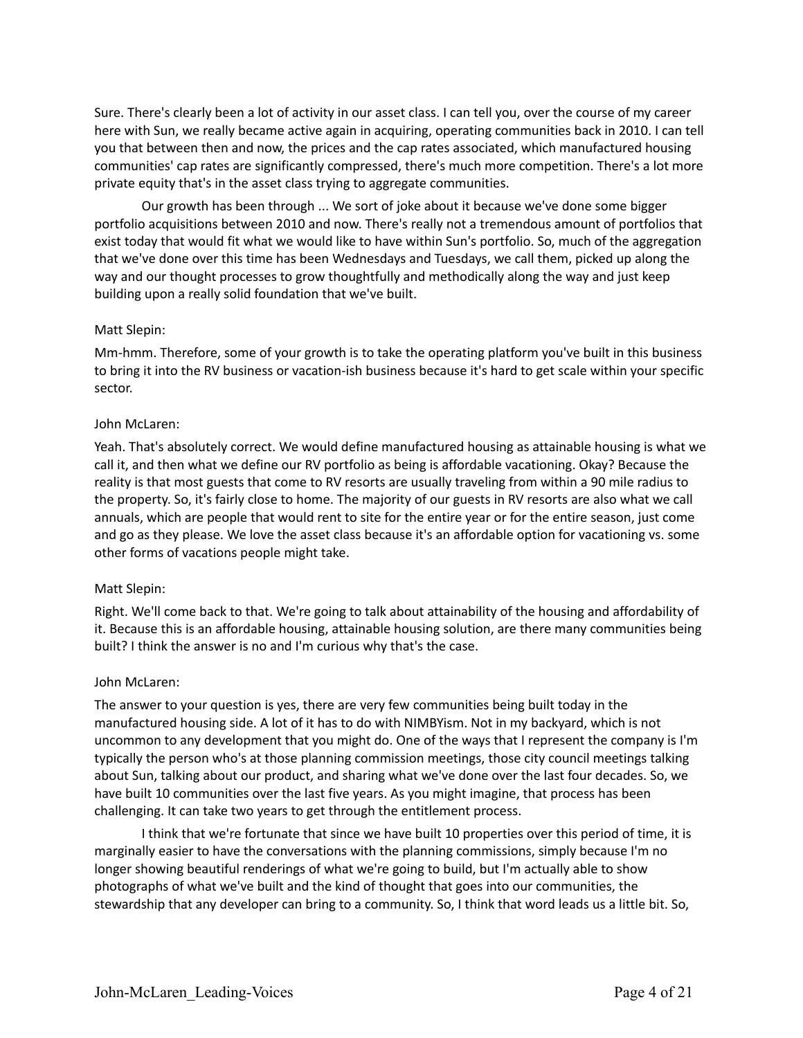Sure. There's clearly been a lot of activity in our asset class. I can tell you, over the course of my career here with Sun, we really became active again in acquiring, operating communities back in 2010. I can tell you that between then and now, the prices and the cap rates associated, which manufactured housing communities' cap rates are significantly compressed, there's much more competition. There's a lot more private equity that's in the asset class trying to aggregate communities.

Our growth has been through ... We sort of joke about it because we've done some bigger portfolio acquisitions between 2010 and now. There's really not a tremendous amount of portfolios that exist today that would fit what we would like to have within Sun's portfolio. So, much of the aggregation that we've done over this time has been Wednesdays and Tuesdays, we call them, picked up along the way and our thought processes to grow thoughtfully and methodically along the way and just keep building upon a really solid foundation that we've built.

Matt Slepin:

Mm-hmm. Therefore, some of your growth is to take the operating platform you've built in this business to bring it into the RV business or vacation-ish business because it's hard to get scale within your specific sector.

John McLaren:

Yeah. That's absolutely correct. We would define manufactured housing as attainable housing is what we call it, and then what we define our RV portfolio as being is affordable vacationing. Okay? Because the reality is that most guests that come to RV resorts are usually traveling from within a 90 mile radius to the property. So, it's fairly close to home. The majority of our guests in RV resorts are also what we call annuals, which are people that would rent to site for the entire year or for the entire season, just come and go as they please. We love the asset class because it's an affordable option for vacationing vs. some other forms of vacations people might take.

Matt Slepin:

Right. We'll come back to that. We're going to talk about attainability of the housing and affordability of it. Because this is an affordable housing, attainable housing solution, are there many communities being built? I think the answer is no and I'm curious why that's the case.

John McLaren:

The answer to your question is yes, there are very few communities being built today in the manufactured housing side. A lot of it has to do with NIMBYism. Not in my backyard, which is not uncommon to any development that you might do. One of the ways that I represent the company is I'm typically the person who's at those planning commission meetings, those city council meetings talking about Sun, talking about our product, and sharing what we've done over the last four decades. So, we have built 10 communities over the last five years. As you might imagine, that process has been challenging. It can take two years to get through the entitlement process.

I think that we're fortunate that since we have built 10 properties over this period of time, it is marginally easier to have the conversations with the planning commissions, simply because I'm no longer showing beautiful renderings of what we're going to build, but I'm actually able to show photographs of what we've built and the kind of thought that goes into our communities, the stewardship that any developer can bring to a community. So, I think that word leads us a little bit. So,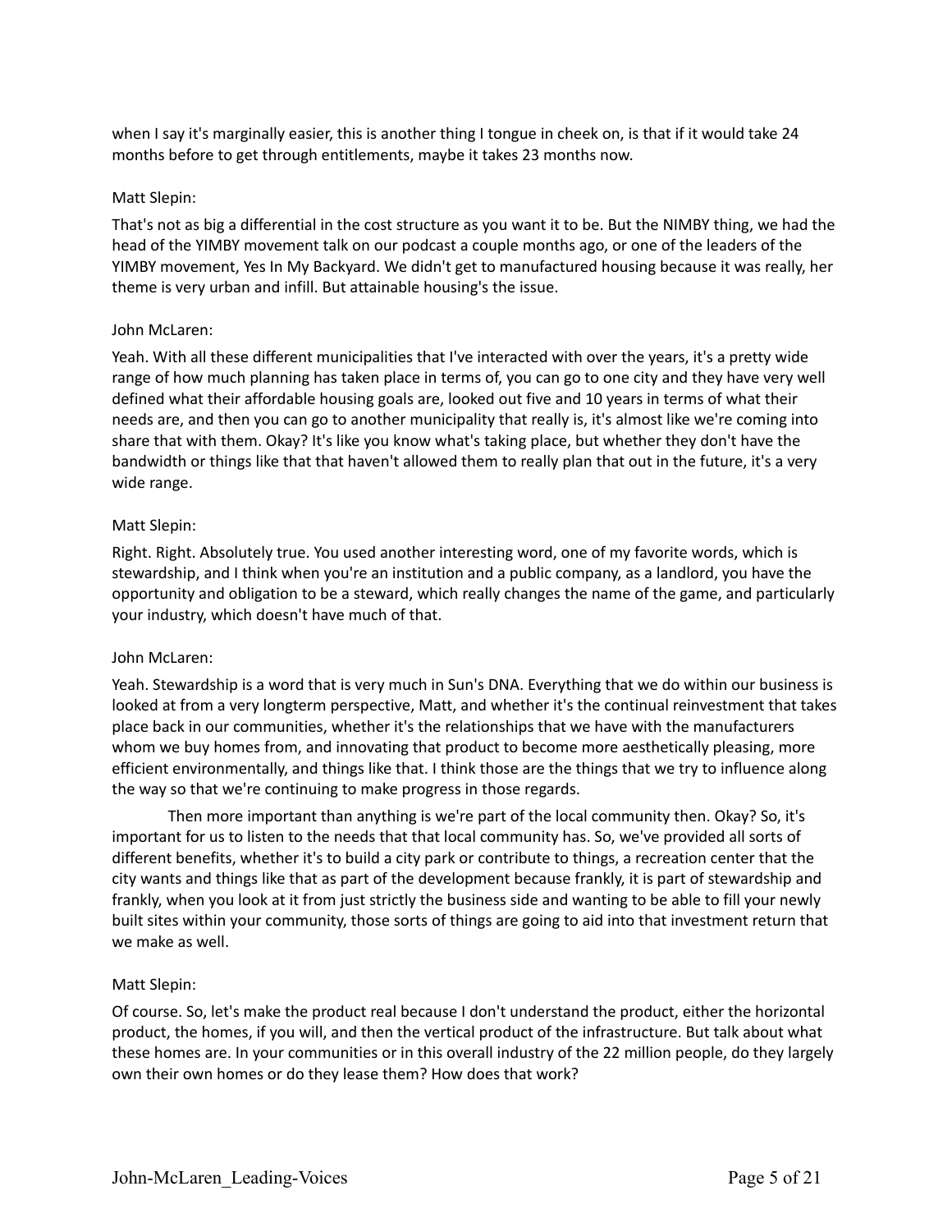when I say it's marginally easier, this is another thing I tongue in cheek on, is that if it would take 24 months before to get through entitlements, maybe it takes 23 months now.

Matt Slepin:

That's not as big a differential in the cost structure as you want it to be. But the NIMBY thing, we had the head of the YIMBY movement talk on our podcast a couple months ago, or one of the leaders of the YIMBY movement, Yes In My Backyard. We didn't get to manufactured housing because it was really, her theme is very urban and infill. But attainable housing's the issue.

John McLaren:

Yeah. With all these different municipalities that I've interacted with over the years, it's a pretty wide range of how much planning has taken place in terms of, you can go to one city and they have very well defined what their affordable housing goals are, looked out five and 10 years in terms of what their needs are, and then you can go to another municipality that really is, it's almost like we're coming into share that with them. Okay? It's like you know what's taking place, but whether they don't have the bandwidth or things like that that haven't allowed them to really plan that out in the future, it's a very wide range.

Matt Slepin:

Right. Right. Absolutely true. You used another interesting word, one of my favorite words, which is stewardship, and I think when you're an institution and a public company, as a landlord, you have the opportunity and obligation to be a steward, which really changes the name of the game, and particularly your industry, which doesn't have much of that.

John McLaren:

Yeah. Stewardship is a word that is very much in Sun's DNA. Everything that we do within our business is looked at from a very longterm perspective, Matt, and whether it's the continual reinvestment that takes place back in our communities, whether it's the relationships that we have with the manufacturers whom we buy homes from, and innovating that product to become more aesthetically pleasing, more efficient environmentally, and things like that. I think those are the things that we try to influence along the way so that we're continuing to make progress in those regards.

Then more important than anything is we're part of the local community then. Okay? So, it's important for us to listen to the needs that that local community has. So, we've provided all sorts of different benefits, whether it's to build a city park or contribute to things, a recreation center that the city wants and things like that as part of the development because frankly, it is part of stewardship and frankly, when you look at it from just strictly the business side and wanting to be able to fill your newly built sites within your community, those sorts of things are going to aid into that investment return that we make as well.

Matt Slepin:

Of course. So, let's make the product real because I don't understand the product, either the horizontal product, the homes, if you will, and then the vertical product of the infrastructure. But talk about what these homes are. In your communities or in this overall industry of the 22 million people, do they largely own their own homes or do they lease them? How does that work?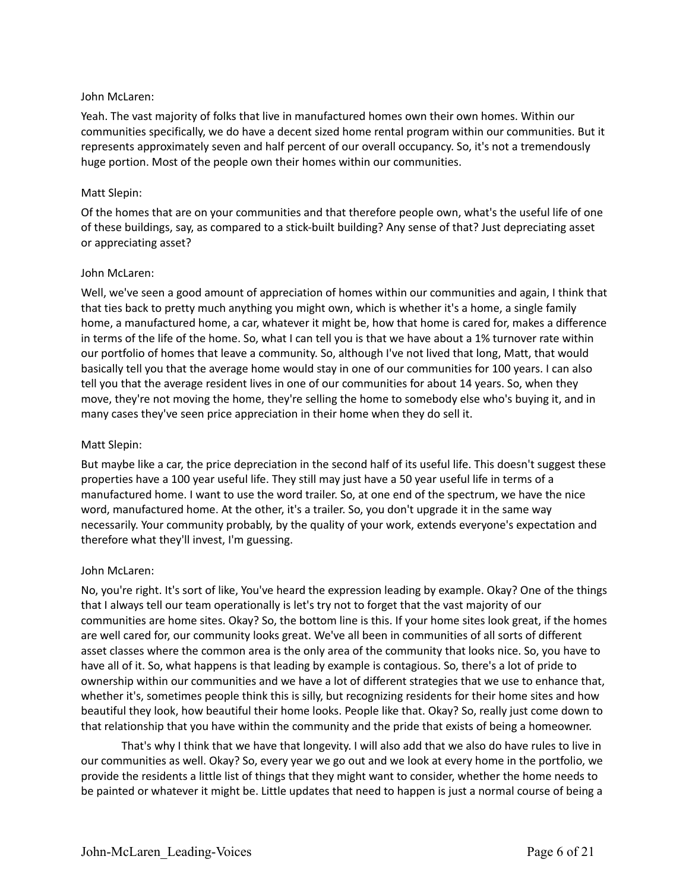John McLaren:

Yeah. The vast majority of folks that live in manufactured homes own their own homes. Within our communities specifically, we do have a decent sized home rental program within our communities. But it represents approximately seven and half percent of our overall occupancy. So, it's not a tremendously huge portion. Most of the people own their homes within our communities.

Matt Slepin:

Of the homes that are on your communities and that therefore people own, what's the useful life of one of these buildings, say, as compared to a stick-built building? Any sense of that? Just depreciating asset or appreciating asset?

John McLaren:

Well, we've seen a good amount of appreciation of homes within our communities and again, I think that that ties back to pretty much anything you might own, which is whether it's a home, a single family home, a manufactured home, a car, whatever it might be, how that home is cared for, makes a difference in terms of the life of the home. So, what I can tell you is that we have about a 1% turnover rate within our portfolio of homes that leave a community. So, although I've not lived that long, Matt, that would basically tell you that the average home would stay in one of our communities for 100 years. I can also tell you that the average resident lives in one of our communities for about 14 years. So, when they move, they're not moving the home, they're selling the home to somebody else who's buying it, and in many cases they've seen price appreciation in their home when they do sell it.

Matt Slepin:

But maybe like a car, the price depreciation in the second half of its useful life. This doesn't suggest these properties have a 100 year useful life. They still may just have a 50 year useful life in terms of a manufactured home. I want to use the word trailer. So, at one end of the spectrum, we have the nice word, manufactured home. At the other, it's a trailer. So, you don't upgrade it in the same way necessarily. Your community probably, by the quality of your work, extends everyone's expectation and therefore what they'll invest, I'm guessing.

John McLaren:

No, you're right. It's sort of like, You've heard the expression leading by example. Okay? One of the things that I always tell our team operationally is let's try not to forget that the vast majority of our communities are home sites. Okay? So, the bottom line is this. If your home sites look great, if the homes are well cared for, our community looks great. We've all been in communities of all sorts of different asset classes where the common area is the only area of the community that looks nice. So, you have to have all of it. So, what happens is that leading by example is contagious. So, there's a lot of pride to ownership within our communities and we have a lot of different strategies that we use to enhance that, whether it's, sometimes people think this is silly, but recognizing residents for their home sites and how beautiful they look, how beautiful their home looks. People like that. Okay? So, really just come down to that relationship that you have within the community and the pride that exists of being a homeowner.

That's why I think that we have that longevity. I will also add that we also do have rules to live in our communities as well. Okay? So, every year we go out and we look at every home in the portfolio, we provide the residents a little list of things that they might want to consider, whether the home needs to be painted or whatever it might be. Little updates that need to happen is just a normal course of being a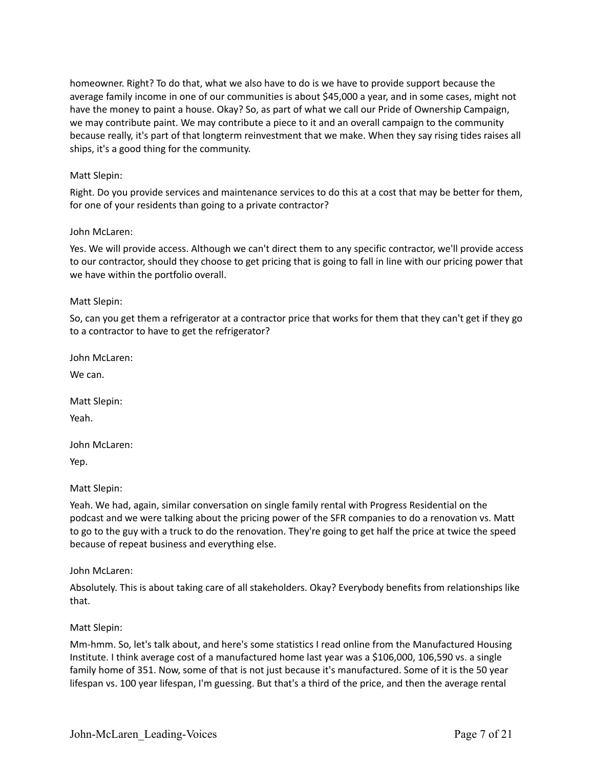homeowner. Right? To do that, what we also have to do is we have to provide support because the average family income in one of our communities is about $45,000 a year, and in some cases, might not have the money to paint a house. Okay? So, as part of what we call our Pride of Ownership Campaign, we may contribute paint. We may contribute a piece to it and an overall campaign to the community because really, it's part of that longterm reinvestment that we make. When they say rising tides raises all ships, it's a good thing for the community.

Matt Slepin:

Right. Do you provide services and maintenance services to do this at a cost that may be better for them, for one of your residents than going to a private contractor?

John McLaren:

Yes. We will provide access. Although we can't direct them to any specific contractor, we'll provide access to our contractor, should they choose to get pricing that is going to fall in line with our pricing power that we have within the portfolio overall.

Matt Slepin:

So, can you get them a refrigerator at a contractor price that works for them that they can't get if they go to a contractor to have to get the refrigerator?

John McLaren:

We can.

Matt Slepin:

Yeah.

John McLaren:

Yep.

Matt Slepin:

Yeah. We had, again, similar conversation on single family rental with Progress Residential on the podcast and we were talking about the pricing power of the SFR companies to do a renovation vs. Matt to go to the guy with a truck to do the renovation. They're going to get half the price at twice the speed because of repeat business and everything else.

John McLaren:

Absolutely. This is about taking care of all stakeholders. Okay? Everybody benefits from relationships like that.

Matt Slepin:

Mm-hmm. So, let's talk about, and here's some statistics I read online from the Manufactured Housing Institute. I think average cost of a manufactured home last year was a $106,000, 106,590 vs. a single family home of 351. Now, some of that is not just because it's manufactured. Some of it is the 50 year lifespan vs. 100 year lifespan, I'm guessing. But that's a third of the price, and then the average rental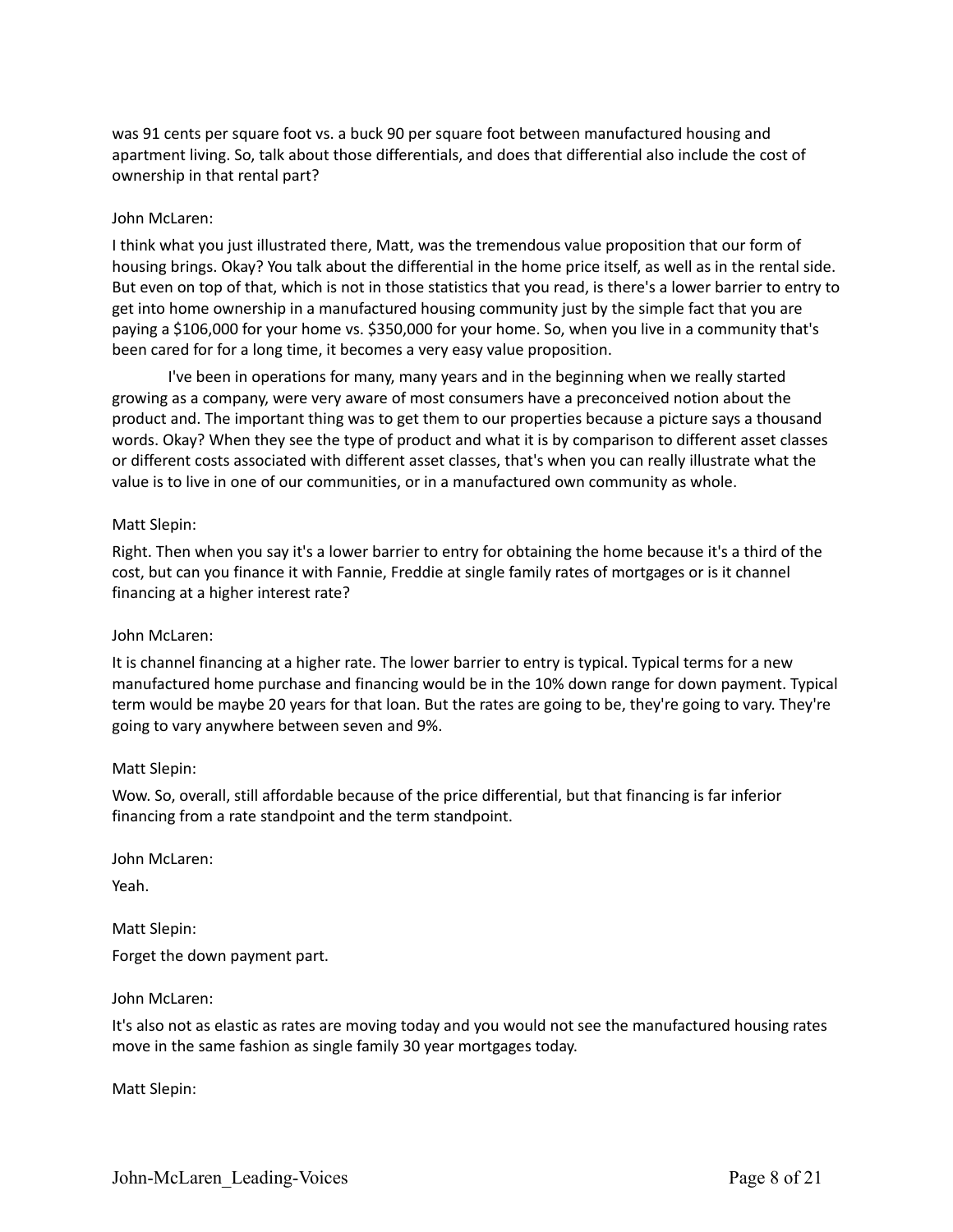was 91 cents per square foot vs. a buck 90 per square foot between manufactured housing and apartment living. So, talk about those differentials, and does that differential also include the cost of ownership in that rental part?

John McLaren:

I think what you just illustrated there, Matt, was the tremendous value proposition that our form of housing brings. Okay? You talk about the differential in the home price itself, as well as in the rental side. But even on top of that, which is not in those statistics that you read, is there's a lower barrier to entry to get into home ownership in a manufactured housing community just by the simple fact that you are paying a $106,000 for your home vs. $350,000 for your home. So, when you live in a community that's been cared for for a long time, it becomes a very easy value proposition.

I've been in operations for many, many years and in the beginning when we really started growing as a company, were very aware of most consumers have a preconceived notion about the product and. The important thing was to get them to our properties because a picture says a thousand words. Okay? When they see the type of product and what it is by comparison to different asset classes or different costs associated with different asset classes, that's when you can really illustrate what the value is to live in one of our communities, or in a manufactured own community as whole.

Matt Slepin:

Right. Then when you say it's a lower barrier to entry for obtaining the home because it's a third of the cost, but can you finance it with Fannie, Freddie at single family rates of mortgages or is it channel financing at a higher interest rate?

John McLaren:

It is channel financing at a higher rate. The lower barrier to entry is typical. Typical terms for a new manufactured home purchase and financing would be in the 10% down range for down payment. Typical term would be maybe 20 years for that loan. But the rates are going to be, they're going to vary. They're going to vary anywhere between seven and 9%.

Matt Slepin:

Wow. So, overall, still affordable because of the price differential, but that financing is far inferior financing from a rate standpoint and the term standpoint.

John McLaren:

Yeah.

Matt Slepin:

Forget the down payment part.

John McLaren:

It's also not as elastic as rates are moving today and you would not see the manufactured housing rates move in the same fashion as single family 30 year mortgages today.

Matt Slepin: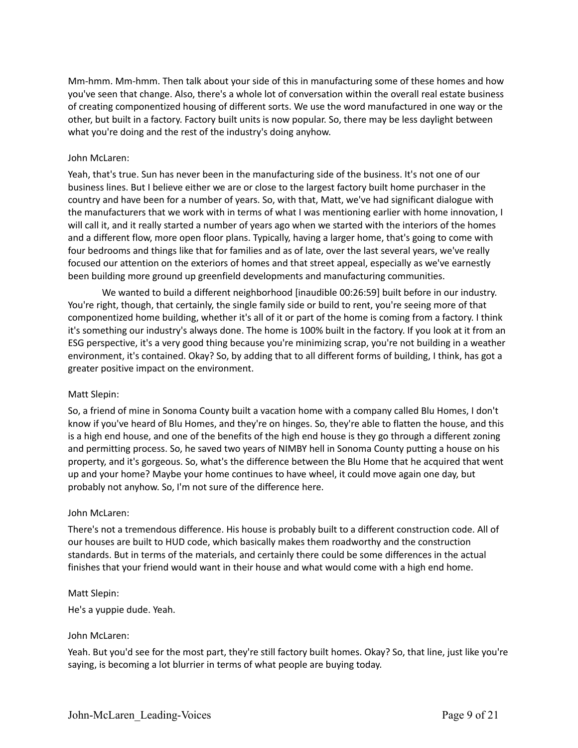Mm-hmm. Mm-hmm. Then talk about your side of this in manufacturing some of these homes and how you've seen that change. Also, there's a whole lot of conversation within the overall real estate business of creating componentized housing of different sorts. We use the word manufactured in one way or the other, but built in a factory. Factory built units is now popular. So, there may be less daylight between what you're doing and the rest of the industry's doing anyhow.

John McLaren:

Yeah, that's true. Sun has never been in the manufacturing side of the business. It's not one of our business lines. But I believe either we are or close to the largest factory built home purchaser in the country and have been for a number of years. So, with that, Matt, we've had significant dialogue with the manufacturers that we work with in terms of what I was mentioning earlier with home innovation, I will call it, and it really started a number of years ago when we started with the interiors of the homes and a different flow, more open floor plans. Typically, having a larger home, that's going to come with four bedrooms and things like that for families and as of late, over the last several years, we've really focused our attention on the exteriors of homes and that street appeal, especially as we've earnestly been building more ground up greenfield developments and manufacturing communities.

We wanted to build a different neighborhood [inaudible 00:26:59] built before in our industry. You're right, though, that certainly, the single family side or build to rent, you're seeing more of that componentized home building, whether it's all of it or part of the home is coming from a factory. I think it's something our industry's always done. The home is 100% built in the factory. If you look at it from an ESG perspective, it's a very good thing because you're minimizing scrap, you're not building in a weather environment, it's contained. Okay? So, by adding that to all different forms of building, I think, has got a greater positive impact on the environment.

Matt Slepin:

So, a friend of mine in Sonoma County built a vacation home with a company called Blu Homes, I don't know if you've heard of Blu Homes, and they're on hinges. So, they're able to flatten the house, and this is a high end house, and one of the benefits of the high end house is they go through a different zoning and permitting process. So, he saved two years of NIMBY hell in Sonoma County putting a house on his property, and it's gorgeous. So, what's the difference between the Blu Home that he acquired that went up and your home? Maybe your home continues to have wheel, it could move again one day, but probably not anyhow. So, I'm not sure of the difference here.

John McLaren:

There's not a tremendous difference. His house is probably built to a different construction code. All of our houses are built to HUD code, which basically makes them roadworthy and the construction standards. But in terms of the materials, and certainly there could be some differences in the actual finishes that your friend would want in their house and what would come with a high end home.

Matt Slepin:

He's a yuppie dude. Yeah.

John McLaren:

Yeah. But you'd see for the most part, they're still factory built homes. Okay? So, that line, just like you're saying, is becoming a lot blurrier in terms of what people are buying today.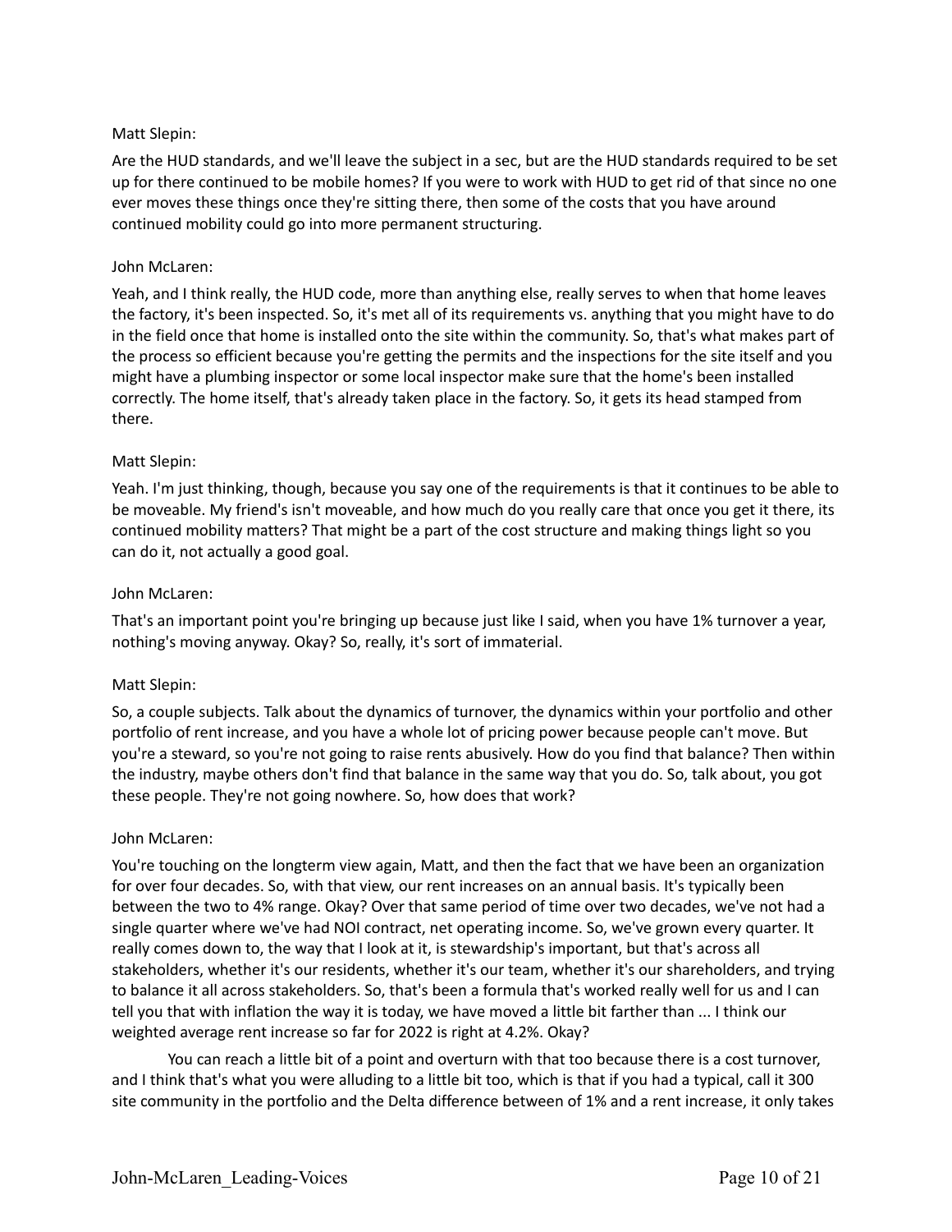Matt Slepin:

Are the HUD standards, and we'll leave the subject in a sec, but are the HUD standards required to be set up for there continued to be mobile homes? If you were to work with HUD to get rid of that since no one ever moves these things once they're sitting there, then some of the costs that you have around continued mobility could go into more permanent structuring.

John McLaren:

Yeah, and I think really, the HUD code, more than anything else, really serves to when that home leaves the factory, it's been inspected. So, it's met all of its requirements vs. anything that you might have to do in the field once that home is installed onto the site within the community. So, that's what makes part of the process so efficient because you're getting the permits and the inspections for the site itself and you might have a plumbing inspector or some local inspector make sure that the home's been installed correctly. The home itself, that's already taken place in the factory. So, it gets its head stamped from there.

Matt Slepin:

Yeah. I'm just thinking, though, because you say one of the requirements is that it continues to be able to be moveable. My friend's isn't moveable, and how much do you really care that once you get it there, its continued mobility matters? That might be a part of the cost structure and making things light so you can do it, not actually a good goal.

John McLaren:

That's an important point you're bringing up because just like I said, when you have 1% turnover a year, nothing's moving anyway. Okay? So, really, it's sort of immaterial.

Matt Slepin:

So, a couple subjects. Talk about the dynamics of turnover, the dynamics within your portfolio and other portfolio of rent increase, and you have a whole lot of pricing power because people can't move. But you're a steward, so you're not going to raise rents abusively. How do you find that balance? Then within the industry, maybe others don't find that balance in the same way that you do. So, talk about, you got these people. They're not going nowhere. So, how does that work?

John McLaren:

You're touching on the longterm view again, Matt, and then the fact that we have been an organization for over four decades. So, with that view, our rent increases on an annual basis. It's typically been between the two to 4% range. Okay? Over that same period of time over two decades, we've not had a single quarter where we've had NOI contract, net operating income. So, we've grown every quarter. It really comes down to, the way that I look at it, is stewardship's important, but that's across all stakeholders, whether it's our residents, whether it's our team, whether it's our shareholders, and trying to balance it all across stakeholders. So, that's been a formula that's worked really well for us and I can tell you that with inflation the way it is today, we have moved a little bit farther than ... I think our weighted average rent increase so far for 2022 is right at 4.2%. Okay?

You can reach a little bit of a point and overturn with that too because there is a cost turnover, and I think that's what you were alluding to a little bit too, which is that if you had a typical, call it 300 site community in the portfolio and the Delta difference between of 1% and a rent increase, it only takes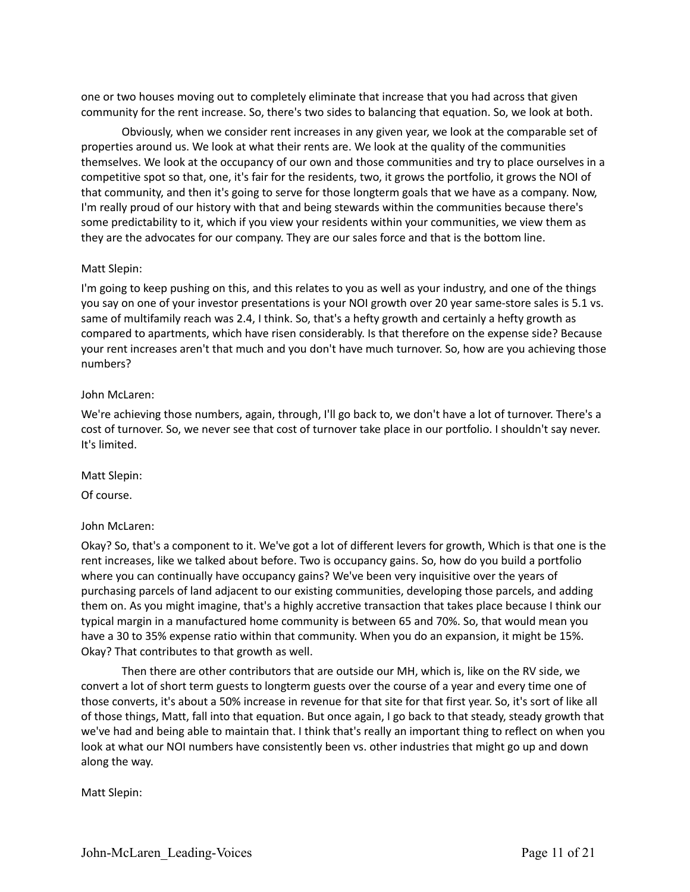one or two houses moving out to completely eliminate that increase that you had across that given community for the rent increase. So, there's two sides to balancing that equation. So, we look at both.

Obviously, when we consider rent increases in any given year, we look at the comparable set of properties around us. We look at what their rents are. We look at the quality of the communities themselves. We look at the occupancy of our own and those communities and try to place ourselves in a competitive spot so that, one, it's fair for the residents, two, it grows the portfolio, it grows the NOI of that community, and then it's going to serve for those longterm goals that we have as a company. Now, I'm really proud of our history with that and being stewards within the communities because there's some predictability to it, which if you view your residents within your communities, we view them as they are the advocates for our company. They are our sales force and that is the bottom line.

Matt Slepin:

I'm going to keep pushing on this, and this relates to you as well as your industry, and one of the things you say on one of your investor presentations is your NOI growth over 20 year same-store sales is 5.1 vs. same of multifamily reach was 2.4, I think. So, that's a hefty growth and certainly a hefty growth as compared to apartments, which have risen considerably. Is that therefore on the expense side? Because your rent increases aren't that much and you don't have much turnover. So, how are you achieving those numbers?

John McLaren:

We're achieving those numbers, again, through, I'll go back to, we don't have a lot of turnover. There's a cost of turnover. So, we never see that cost of turnover take place in our portfolio. I shouldn't say never. It's limited.

Matt Slepin:

Of course.

John McLaren:

Okay? So, that's a component to it. We've got a lot of different levers for growth, Which is that one is the rent increases, like we talked about before. Two is occupancy gains. So, how do you build a portfolio where you can continually have occupancy gains? We've been very inquisitive over the years of purchasing parcels of land adjacent to our existing communities, developing those parcels, and adding them on. As you might imagine, that's a highly accretive transaction that takes place because I think our typical margin in a manufactured home community is between 65 and 70%. So, that would mean you have a 30 to 35% expense ratio within that community. When you do an expansion, it might be 15%. Okay? That contributes to that growth as well.

Then there are other contributors that are outside our MH, which is, like on the RV side, we convert a lot of short term guests to longterm guests over the course of a year and every time one of those converts, it's about a 50% increase in revenue for that site for that first year. So, it's sort of like all of those things, Matt, fall into that equation. But once again, I go back to that steady, steady growth that we've had and being able to maintain that. I think that's really an important thing to reflect on when you look at what our NOI numbers have consistently been vs. other industries that might go up and down along the way.

Matt Slepin: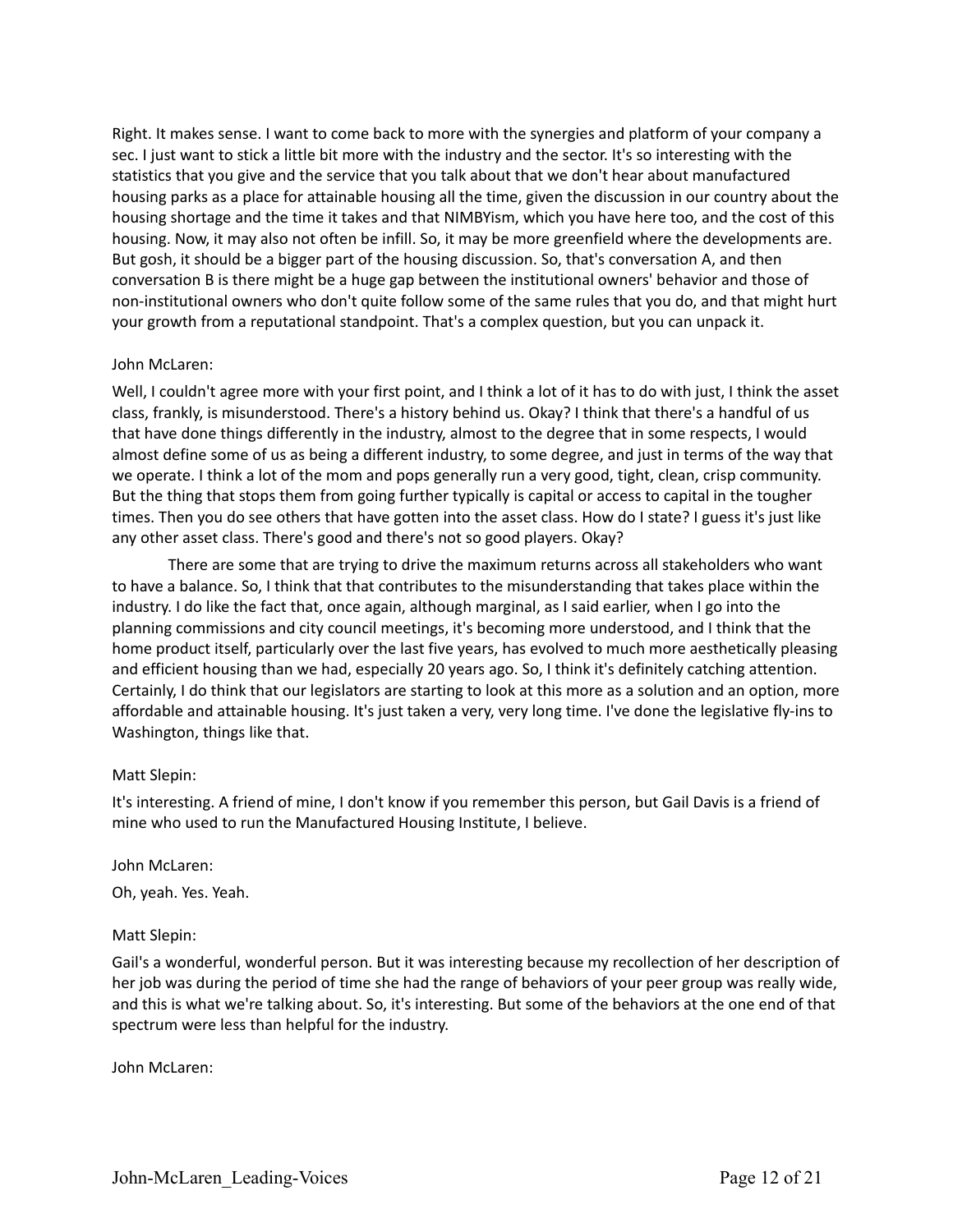Right. It makes sense. I want to come back to more with the synergies and platform of your company a sec. I just want to stick a little bit more with the industry and the sector. It's so interesting with the statistics that you give and the service that you talk about that we don't hear about manufactured housing parks as a place for attainable housing all the time, given the discussion in our country about the housing shortage and the time it takes and that NIMBYism, which you have here too, and the cost of this housing. Now, it may also not often be infill. So, it may be more greenfield where the developments are. But gosh, it should be a bigger part of the housing discussion. So, that's conversation A, and then conversation B is there might be a huge gap between the institutional owners' behavior and those of non-institutional owners who don't quite follow some of the same rules that you do, and that might hurt your growth from a reputational standpoint. That's a complex question, but you can unpack it.

John McLaren:

Well, I couldn't agree more with your first point, and I think a lot of it has to do with just, I think the asset class, frankly, is misunderstood. There's a history behind us. Okay? I think that there's a handful of us that have done things differently in the industry, almost to the degree that in some respects, I would almost define some of us as being a different industry, to some degree, and just in terms of the way that we operate. I think a lot of the mom and pops generally run a very good, tight, clean, crisp community. But the thing that stops them from going further typically is capital or access to capital in the tougher times. Then you do see others that have gotten into the asset class. How do I state? I guess it's just like any other asset class. There's good and there's not so good players. Okay?

There are some that are trying to drive the maximum returns across all stakeholders who want to have a balance. So, I think that that contributes to the misunderstanding that takes place within the industry. I do like the fact that, once again, although marginal, as I said earlier, when I go into the planning commissions and city council meetings, it's becoming more understood, and I think that the home product itself, particularly over the last five years, has evolved to much more aesthetically pleasing and efficient housing than we had, especially 20 years ago. So, I think it's definitely catching attention. Certainly, I do think that our legislators are starting to look at this more as a solution and an option, more affordable and attainable housing. It's just taken a very, very long time. I've done the legislative fly-ins to Washington, things like that.

Matt Slepin:

It's interesting. A friend of mine, I don't know if you remember this person, but Gail Davis is a friend of mine who used to run the Manufactured Housing Institute, I believe.

John McLaren:

Oh, yeah. Yes. Yeah.

Matt Slepin:

Gail's a wonderful, wonderful person. But it was interesting because my recollection of her description of her job was during the period of time she had the range of behaviors of your peer group was really wide, and this is what we're talking about. So, it's interesting. But some of the behaviors at the one end of that spectrum were less than helpful for the industry.

John McLaren: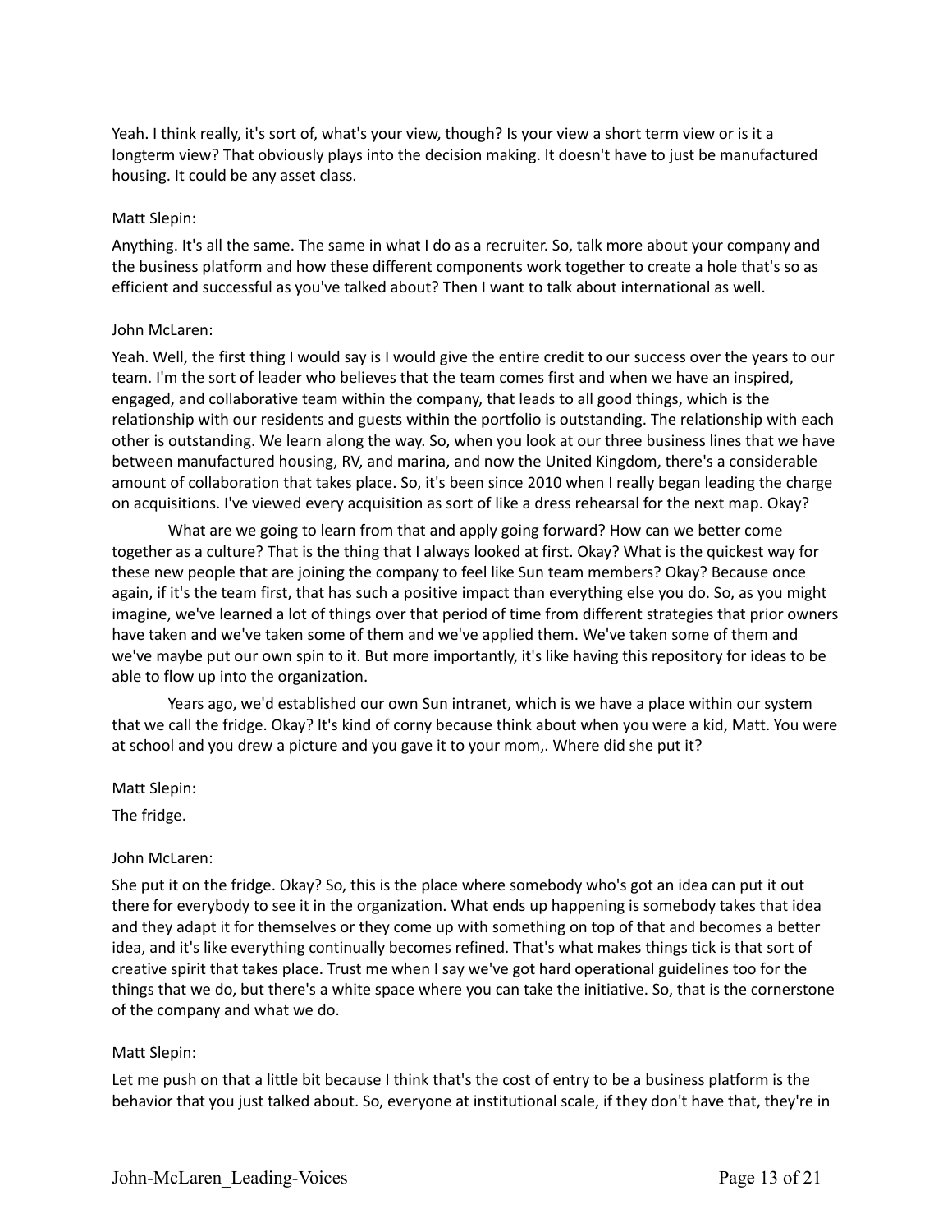Yeah. I think really, it's sort of, what's your view, though? Is your view a short term view or is it a longterm view? That obviously plays into the decision making. It doesn't have to just be manufactured housing. It could be any asset class.

Matt Slepin:

Anything. It's all the same. The same in what I do as a recruiter. So, talk more about your company and the business platform and how these different components work together to create a hole that's so as efficient and successful as you've talked about? Then I want to talk about international as well.

John McLaren:

Yeah. Well, the first thing I would say is I would give the entire credit to our success over the years to our team. I'm the sort of leader who believes that the team comes first and when we have an inspired, engaged, and collaborative team within the company, that leads to all good things, which is the relationship with our residents and guests within the portfolio is outstanding. The relationship with each other is outstanding. We learn along the way. So, when you look at our three business lines that we have between manufactured housing, RV, and marina, and now the United Kingdom, there's a considerable amount of collaboration that takes place. So, it's been since 2010 when I really began leading the charge on acquisitions. I've viewed every acquisition as sort of like a dress rehearsal for the next map. Okay?

What are we going to learn from that and apply going forward? How can we better come together as a culture? That is the thing that I always looked at first. Okay? What is the quickest way for these new people that are joining the company to feel like Sun team members? Okay? Because once again, if it's the team first, that has such a positive impact than everything else you do. So, as you might imagine, we've learned a lot of things over that period of time from different strategies that prior owners have taken and we've taken some of them and we've applied them. We've taken some of them and we've maybe put our own spin to it. But more importantly, it's like having this repository for ideas to be able to flow up into the organization.

Years ago, we'd established our own Sun intranet, which is we have a place within our system that we call the fridge. Okay? It's kind of corny because think about when you were a kid, Matt. You were at school and you drew a picture and you gave it to your mom,. Where did she put it?

Matt Slepin:

The fridge.

John McLaren:

She put it on the fridge. Okay? So, this is the place where somebody who's got an idea can put it out there for everybody to see it in the organization. What ends up happening is somebody takes that idea and they adapt it for themselves or they come up with something on top of that and becomes a better idea, and it's like everything continually becomes refined. That's what makes things tick is that sort of creative spirit that takes place. Trust me when I say we've got hard operational guidelines too for the things that we do, but there's a white space where you can take the initiative. So, that is the cornerstone of the company and what we do.

Matt Slepin:

Let me push on that a little bit because I think that's the cost of entry to be a business platform is the behavior that you just talked about. So, everyone at institutional scale, if they don't have that, they're in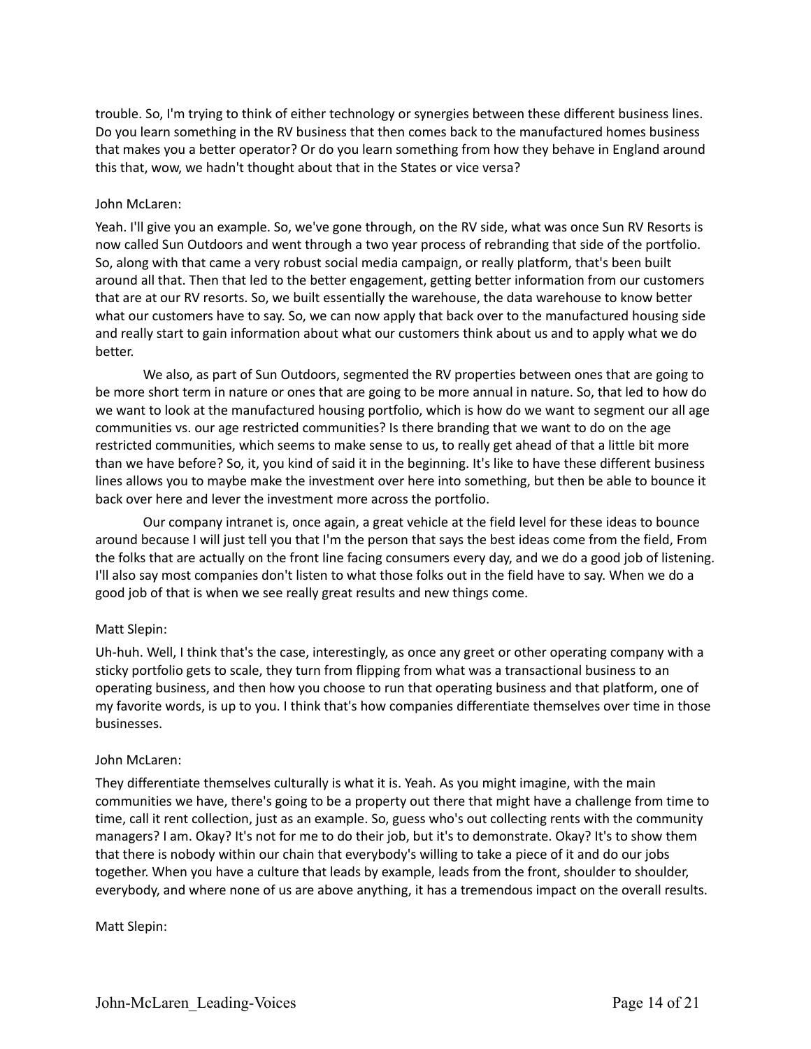trouble. So, I'm trying to think of either technology or synergies between these different business lines. Do you learn something in the RV business that then comes back to the manufactured homes business that makes you a better operator? Or do you learn something from how they behave in England around this that, wow, we hadn't thought about that in the States or vice versa?

John McLaren:

Yeah. I'll give you an example. So, we've gone through, on the RV side, what was once Sun RV Resorts is now called Sun Outdoors and went through a two year process of rebranding that side of the portfolio. So, along with that came a very robust social media campaign, or really platform, that's been built around all that. Then that led to the better engagement, getting better information from our customers that are at our RV resorts. So, we built essentially the warehouse, the data warehouse to know better what our customers have to say. So, we can now apply that back over to the manufactured housing side and really start to gain information about what our customers think about us and to apply what we do better.

We also, as part of Sun Outdoors, segmented the RV properties between ones that are going to be more short term in nature or ones that are going to be more annual in nature. So, that led to how do we want to look at the manufactured housing portfolio, which is how do we want to segment our all age communities vs. our age restricted communities? Is there branding that we want to do on the age restricted communities, which seems to make sense to us, to really get ahead of that a little bit more than we have before? So, it, you kind of said it in the beginning. It's like to have these different business lines allows you to maybe make the investment over here into something, but then be able to bounce it back over here and lever the investment more across the portfolio.

Our company intranet is, once again, a great vehicle at the field level for these ideas to bounce around because I will just tell you that I'm the person that says the best ideas come from the field, From the folks that are actually on the front line facing consumers every day, and we do a good job of listening. I'll also say most companies don't listen to what those folks out in the field have to say. When we do a good job of that is when we see really great results and new things come.

Matt Slepin:

Uh-huh. Well, I think that's the case, interestingly, as once any greet or other operating company with a sticky portfolio gets to scale, they turn from flipping from what was a transactional business to an operating business, and then how you choose to run that operating business and that platform, one of my favorite words, is up to you. I think that's how companies differentiate themselves over time in those businesses.

John McLaren:

They differentiate themselves culturally is what it is. Yeah. As you might imagine, with the main communities we have, there's going to be a property out there that might have a challenge from time to time, call it rent collection, just as an example. So, guess who's out collecting rents with the community managers? I am. Okay? It's not for me to do their job, but it's to demonstrate. Okay? It's to show them that there is nobody within our chain that everybody's willing to take a piece of it and do our jobs together. When you have a culture that leads by example, leads from the front, shoulder to shoulder, everybody, and where none of us are above anything, it has a tremendous impact on the overall results.

Matt Slepin: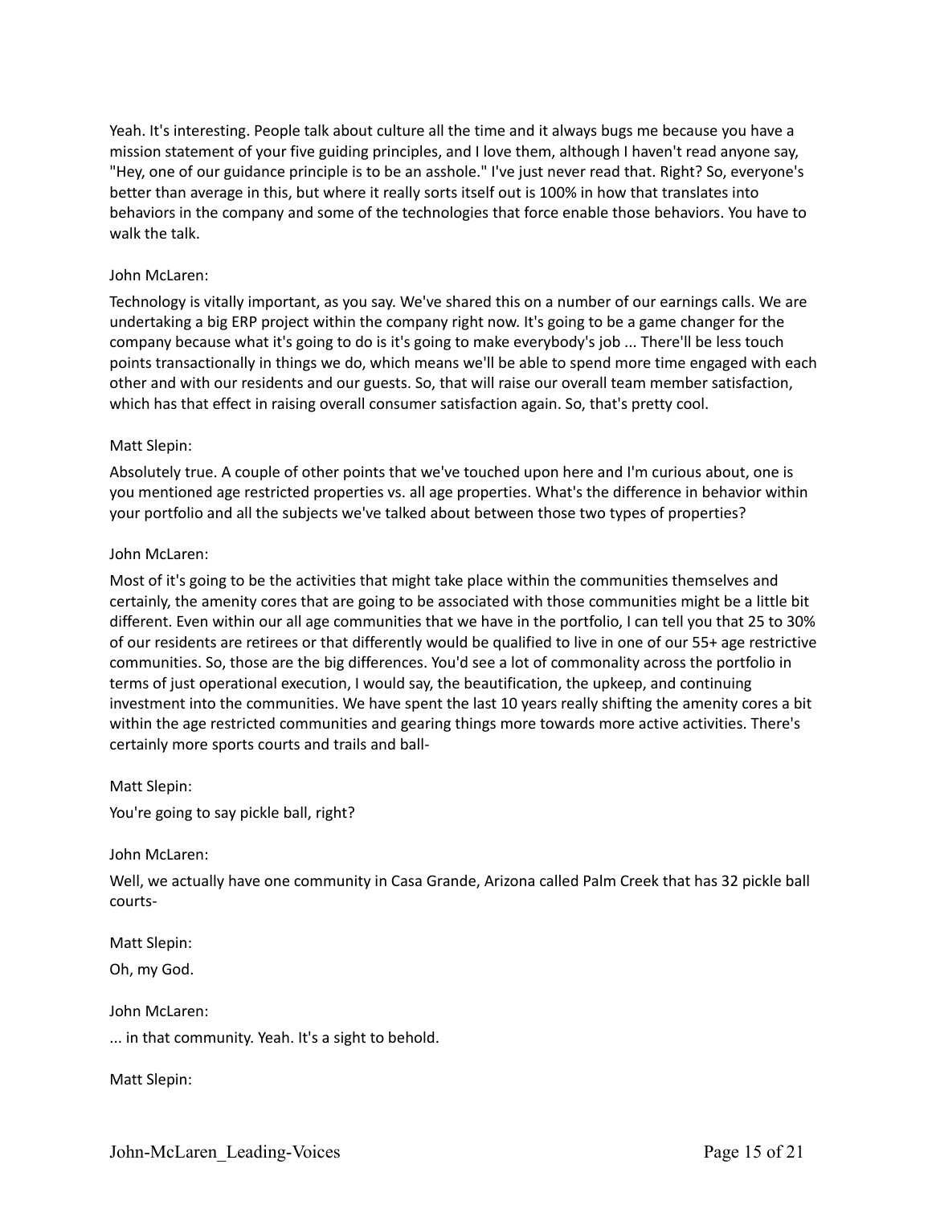Yeah. It's interesting. People talk about culture all the time and it always bugs me because you have a mission statement of your five guiding principles, and I love them, although I haven't read anyone say, "Hey, one of our guidance principle is to be an asshole." I've just never read that. Right? So, everyone's better than average in this, but where it really sorts itself out is 100% in how that translates into behaviors in the company and some of the technologies that force enable those behaviors. You have to walk the talk.

John McLaren:

Technology is vitally important, as you say. We've shared this on a number of our earnings calls. We are undertaking a big ERP project within the company right now. It's going to be a game changer for the company because what it's going to do is it's going to make everybody's job ... There'll be less touch points transactionally in things we do, which means we'll be able to spend more time engaged with each other and with our residents and our guests. So, that will raise our overall team member satisfaction, which has that effect in raising overall consumer satisfaction again. So, that's pretty cool.

Matt Slepin:

Absolutely true. A couple of other points that we've touched upon here and I'm curious about, one is you mentioned age restricted properties vs. all age properties. What's the difference in behavior within your portfolio and all the subjects we've talked about between those two types of properties?

John McLaren:

Most of it's going to be the activities that might take place within the communities themselves and certainly, the amenity cores that are going to be associated with those communities might be a little bit different. Even within our all age communities that we have in the portfolio, I can tell you that 25 to 30% of our residents are retirees or that differently would be qualified to live in one of our 55+ age restrictive communities. So, those are the big differences. You'd see a lot of commonality across the portfolio in terms of just operational execution, I would say, the beautification, the upkeep, and continuing investment into the communities. We have spent the last 10 years really shifting the amenity cores a bit within the age restricted communities and gearing things more towards more active activities. There's certainly more sports courts and trails and ball-

Matt Slepin:

You're going to say pickle ball, right?

John McLaren:

Well, we actually have one community in Casa Grande, Arizona called Palm Creek that has 32 pickle ball courts-

Matt Slepin:

Oh, my God.

John McLaren:

... in that community. Yeah. It's a sight to behold.

Matt Slepin: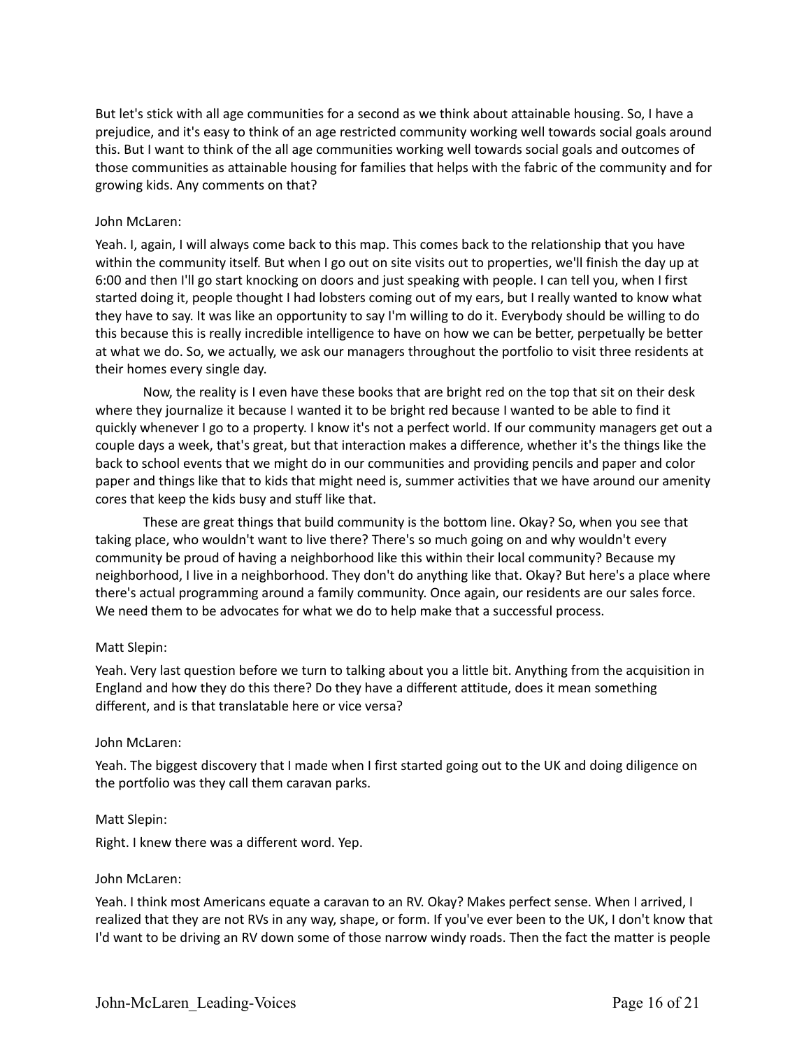But let's stick with all age communities for a second as we think about attainable housing. So, I have a prejudice, and it's easy to think of an age restricted community working well towards social goals around this. But I want to think of the all age communities working well towards social goals and outcomes of those communities as attainable housing for families that helps with the fabric of the community and for growing kids. Any comments on that?

John McLaren:

Yeah. I, again, I will always come back to this map. This comes back to the relationship that you have within the community itself. But when I go out on site visits out to properties, we'll finish the day up at 6:00 and then I'll go start knocking on doors and just speaking with people. I can tell you, when I first started doing it, people thought I had lobsters coming out of my ears, but I really wanted to know what they have to say. It was like an opportunity to say I'm willing to do it. Everybody should be willing to do this because this is really incredible intelligence to have on how we can be better, perpetually be better at what we do. So, we actually, we ask our managers throughout the portfolio to visit three residents at their homes every single day.

Now, the reality is I even have these books that are bright red on the top that sit on their desk where they journalize it because I wanted it to be bright red because I wanted to be able to find it quickly whenever I go to a property. I know it's not a perfect world. If our community managers get out a couple days a week, that's great, but that interaction makes a difference, whether it's the things like the back to school events that we might do in our communities and providing pencils and paper and color paper and things like that to kids that might need is, summer activities that we have around our amenity cores that keep the kids busy and stuff like that.

These are great things that build community is the bottom line. Okay? So, when you see that taking place, who wouldn't want to live there? There's so much going on and why wouldn't every community be proud of having a neighborhood like this within their local community? Because my neighborhood, I live in a neighborhood. They don't do anything like that. Okay? But here's a place where there's actual programming around a family community. Once again, our residents are our sales force. We need them to be advocates for what we do to help make that a successful process.

Matt Slepin:

Yeah. Very last question before we turn to talking about you a little bit. Anything from the acquisition in England and how they do this there? Do they have a different attitude, does it mean something different, and is that translatable here or vice versa?

John McLaren:

Yeah. The biggest discovery that I made when I first started going out to the UK and doing diligence on the portfolio was they call them caravan parks.

Matt Slepin:

Right. I knew there was a different word. Yep.

John McLaren:

Yeah. I think most Americans equate a caravan to an RV. Okay? Makes perfect sense. When I arrived, I realized that they are not RVs in any way, shape, or form. If you've ever been to the UK, I don't know that I'd want to be driving an RV down some of those narrow windy roads. Then the fact the matter is people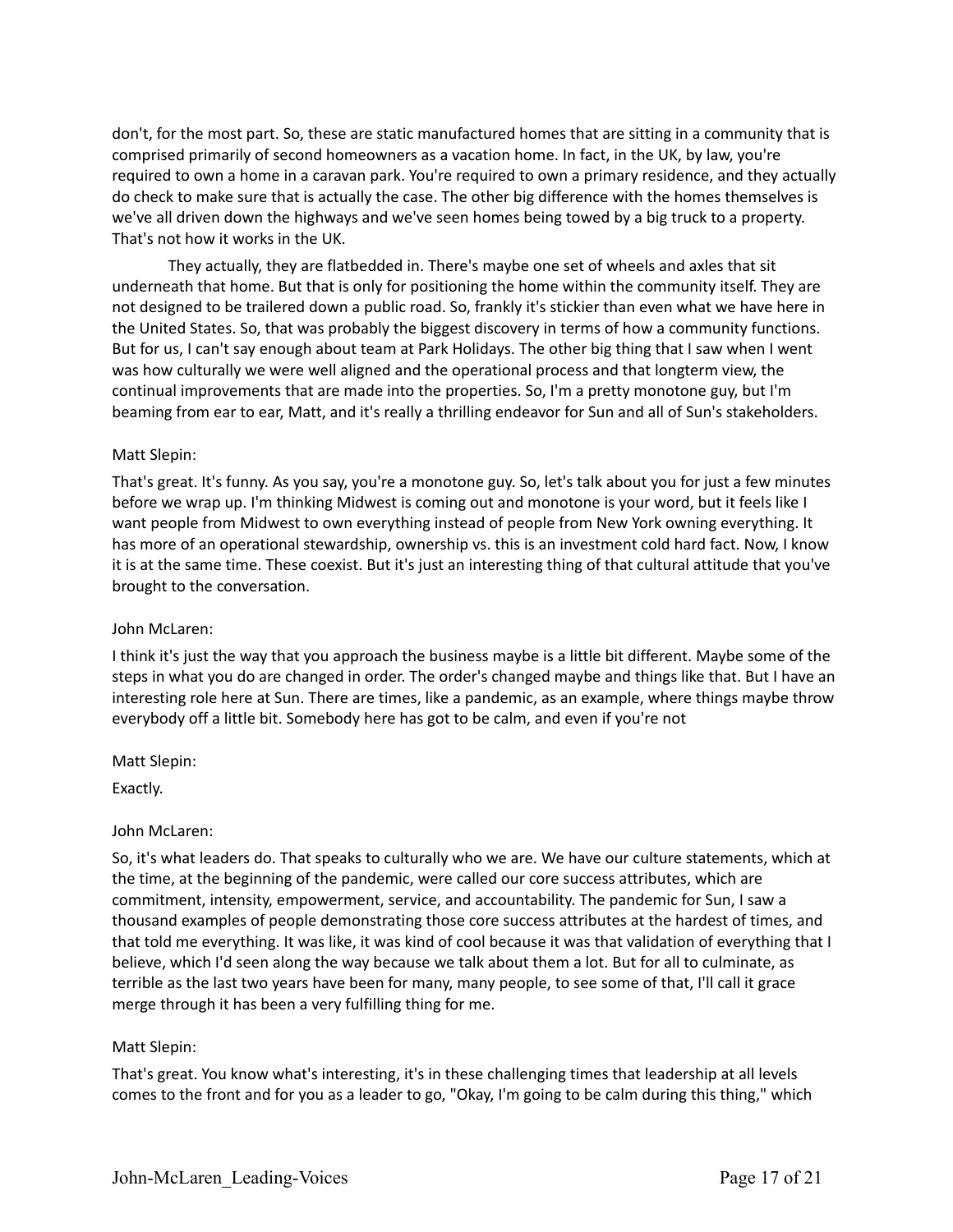don't, for the most part. So, these are static manufactured homes that are sitting in a community that is comprised primarily of second homeowners as a vacation home. In fact, in the UK, by law, you're required to own a home in a caravan park. You're required to own a primary residence, and they actually do check to make sure that is actually the case. The other big difference with the homes themselves is we've all driven down the highways and we've seen homes being towed by a big truck to a property. That's not how it works in the UK.

They actually, they are flatbedded in. There's maybe one set of wheels and axles that sit underneath that home. But that is only for positioning the home within the community itself. They are not designed to be trailered down a public road. So, frankly it's stickier than even what we have here in the United States. So, that was probably the biggest discovery in terms of how a community functions. But for us, I can't say enough about team at Park Holidays. The other big thing that I saw when I went was how culturally we were well aligned and the operational process and that longterm view, the continual improvements that are made into the properties. So, I'm a pretty monotone guy, but I'm beaming from ear to ear, Matt, and it's really a thrilling endeavor for Sun and all of Sun's stakeholders.

Matt Slepin:

That's great. It's funny. As you say, you're a monotone guy. So, let's talk about you for just a few minutes before we wrap up. I'm thinking Midwest is coming out and monotone is your word, but it feels like I want people from Midwest to own everything instead of people from New York owning everything. It has more of an operational stewardship, ownership vs. this is an investment cold hard fact. Now, I know it is at the same time. These coexist. But it's just an interesting thing of that cultural attitude that you've brought to the conversation.

John McLaren:

I think it's just the way that you approach the business maybe is a little bit different. Maybe some of the steps in what you do are changed in order. The order's changed maybe and things like that. But I have an interesting role here at Sun. There are times, like a pandemic, as an example, where things maybe throw everybody off a little bit. Somebody here has got to be calm, and even if you're not

Matt Slepin:

Exactly.

John McLaren:

So, it's what leaders do. That speaks to culturally who we are. We have our culture statements, which at the time, at the beginning of the pandemic, were called our core success attributes, which are commitment, intensity, empowerment, service, and accountability. The pandemic for Sun, I saw a thousand examples of people demonstrating those core success attributes at the hardest of times, and that told me everything. It was like, it was kind of cool because it was that validation of everything that I believe, which I'd seen along the way because we talk about them a lot. But for all to culminate, as terrible as the last two years have been for many, many people, to see some of that, I'll call it grace merge through it has been a very fulfilling thing for me.

Matt Slepin:

That's great. You know what's interesting, it's in these challenging times that leadership at all levels comes to the front and for you as a leader to go, "Okay, I'm going to be calm during this thing," which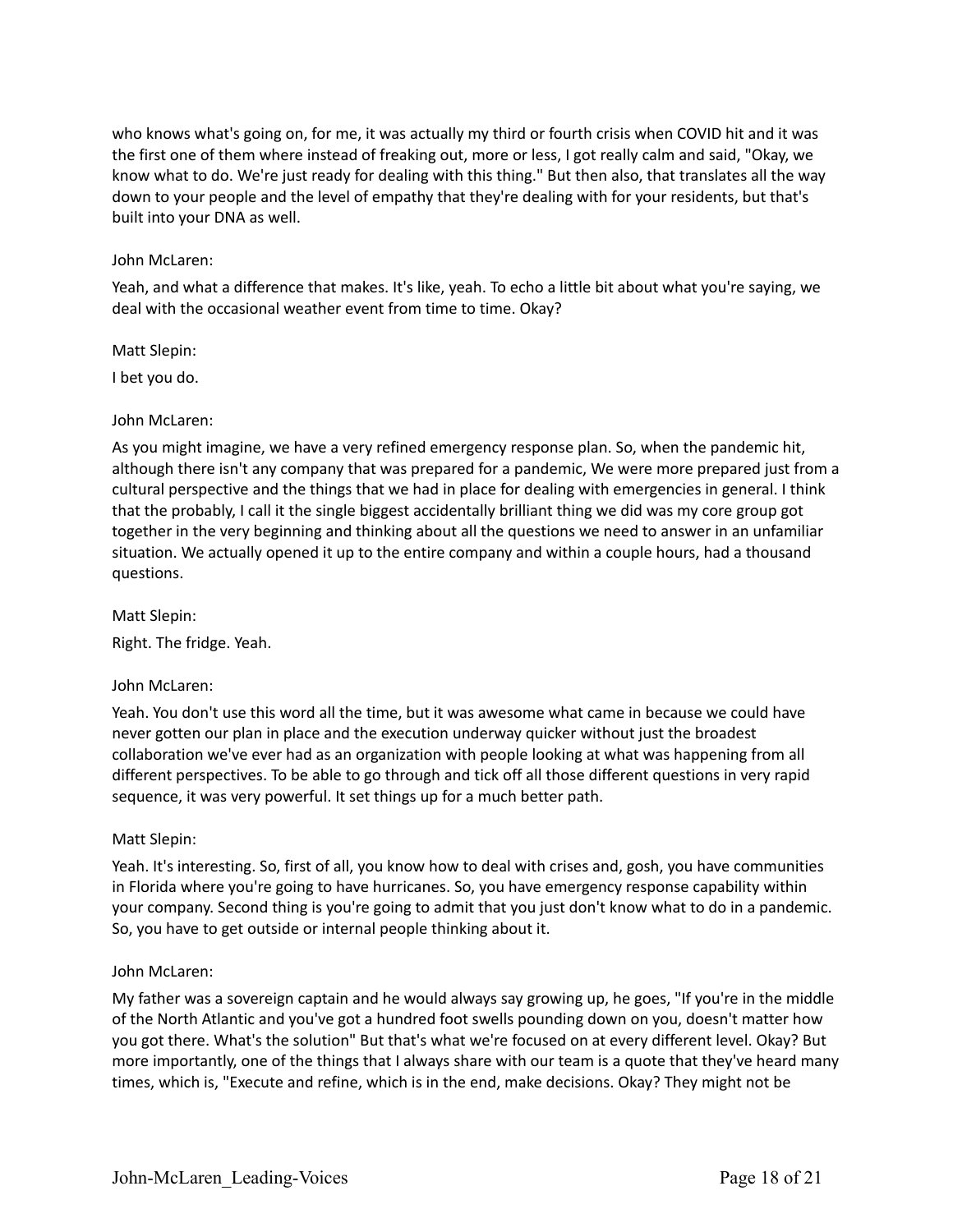who knows what's going on, for me, it was actually my third or fourth crisis when COVID hit and it was the first one of them where instead of freaking out, more or less, I got really calm and said, "Okay, we know what to do. We're just ready for dealing with this thing." But then also, that translates all the way down to your people and the level of empathy that they're dealing with for your residents, but that's built into your DNA as well.

John McLaren:

Yeah, and what a difference that makes. It's like, yeah. To echo a little bit about what you're saying, we deal with the occasional weather event from time to time. Okay?

Matt Slepin:

I bet you do.

John McLaren:

As you might imagine, we have a very refined emergency response plan. So, when the pandemic hit, although there isn't any company that was prepared for a pandemic, We were more prepared just from a cultural perspective and the things that we had in place for dealing with emergencies in general. I think that the probably, I call it the single biggest accidentally brilliant thing we did was my core group got together in the very beginning and thinking about all the questions we need to answer in an unfamiliar situation. We actually opened it up to the entire company and within a couple hours, had a thousand questions.

Matt Slepin:

Right. The fridge. Yeah.

John McLaren:

Yeah. You don't use this word all the time, but it was awesome what came in because we could have never gotten our plan in place and the execution underway quicker without just the broadest collaboration we've ever had as an organization with people looking at what was happening from all different perspectives. To be able to go through and tick off all those different questions in very rapid sequence, it was very powerful. It set things up for a much better path.

Matt Slepin:

Yeah. It's interesting. So, first of all, you know how to deal with crises and, gosh, you have communities in Florida where you're going to have hurricanes. So, you have emergency response capability within your company. Second thing is you're going to admit that you just don't know what to do in a pandemic. So, you have to get outside or internal people thinking about it.

John McLaren:

My father was a sovereign captain and he would always say growing up, he goes, "If you're in the middle of the North Atlantic and you've got a hundred foot swells pounding down on you, doesn't matter how you got there. What's the solution" But that's what we're focused on at every different level. Okay? But more importantly, one of the things that I always share with our team is a quote that they've heard many times, which is, "Execute and refine, which is in the end, make decisions. Okay? They might not be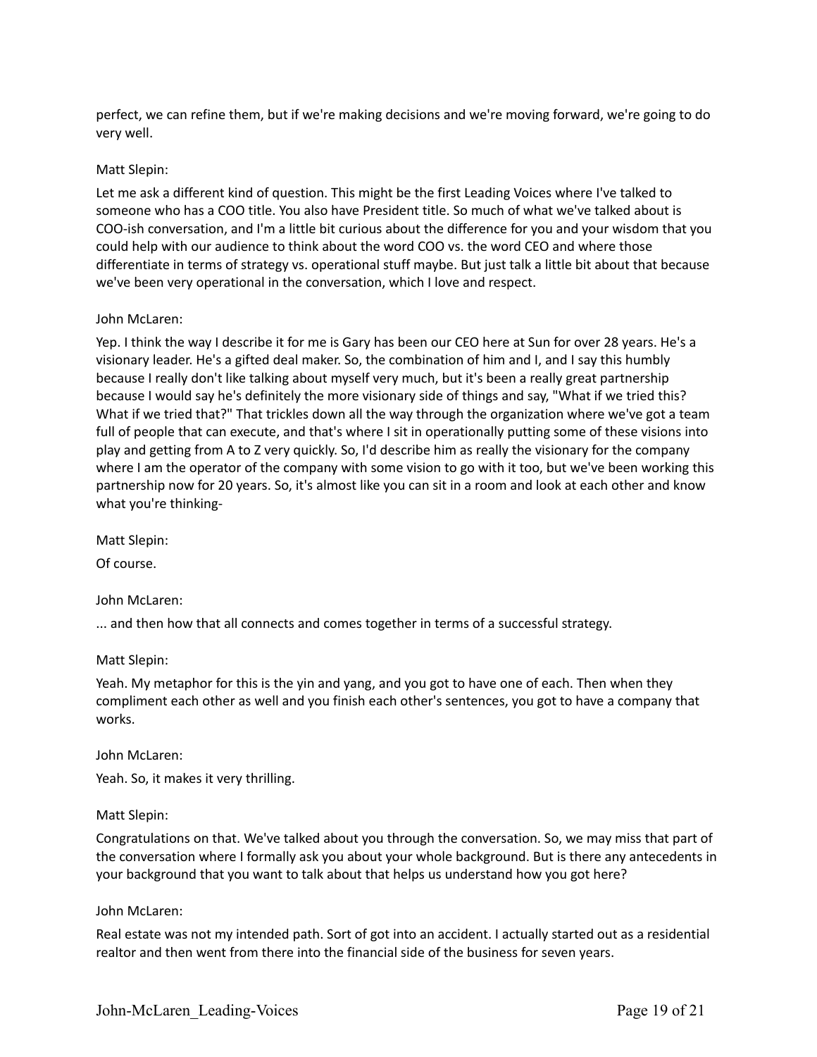perfect, we can refine them, but if we're making decisions and we're moving forward, we're going to do very well.

Matt Slepin:

Let me ask a different kind of question. This might be the first Leading Voices where I've talked to someone who has a COO title. You also have President title. So much of what we've talked about is COO-ish conversation, and I'm a little bit curious about the difference for you and your wisdom that you could help with our audience to think about the word COO vs. the word CEO and where those differentiate in terms of strategy vs. operational stuff maybe. But just talk a little bit about that because we've been very operational in the conversation, which I love and respect.

John McLaren:

Yep. I think the way I describe it for me is Gary has been our CEO here at Sun for over 28 years. He's a visionary leader. He's a gifted deal maker. So, the combination of him and I, and I say this humbly because I really don't like talking about myself very much, but it's been a really great partnership because I would say he's definitely the more visionary side of things and say, "What if we tried this? What if we tried that?" That trickles down all the way through the organization where we've got a team full of people that can execute, and that's where I sit in operationally putting some of these visions into play and getting from A to Z very quickly. So, I'd describe him as really the visionary for the company where I am the operator of the company with some vision to go with it too, but we've been working this partnership now for 20 years. So, it's almost like you can sit in a room and look at each other and know what you're thinking-

Matt Slepin:

Of course.

John McLaren:

... and then how that all connects and comes together in terms of a successful strategy.

Matt Slepin:

Yeah. My metaphor for this is the yin and yang, and you got to have one of each. Then when they compliment each other as well and you finish each other's sentences, you got to have a company that works.

John McLaren:

Yeah. So, it makes it very thrilling.

Matt Slepin:

Congratulations on that. We've talked about you through the conversation. So, we may miss that part of the conversation where I formally ask you about your whole background. But is there any antecedents in your background that you want to talk about that helps us understand how you got here?

John McLaren:

Real estate was not my intended path. Sort of got into an accident. I actually started out as a residential realtor and then went from there into the financial side of the business for seven years.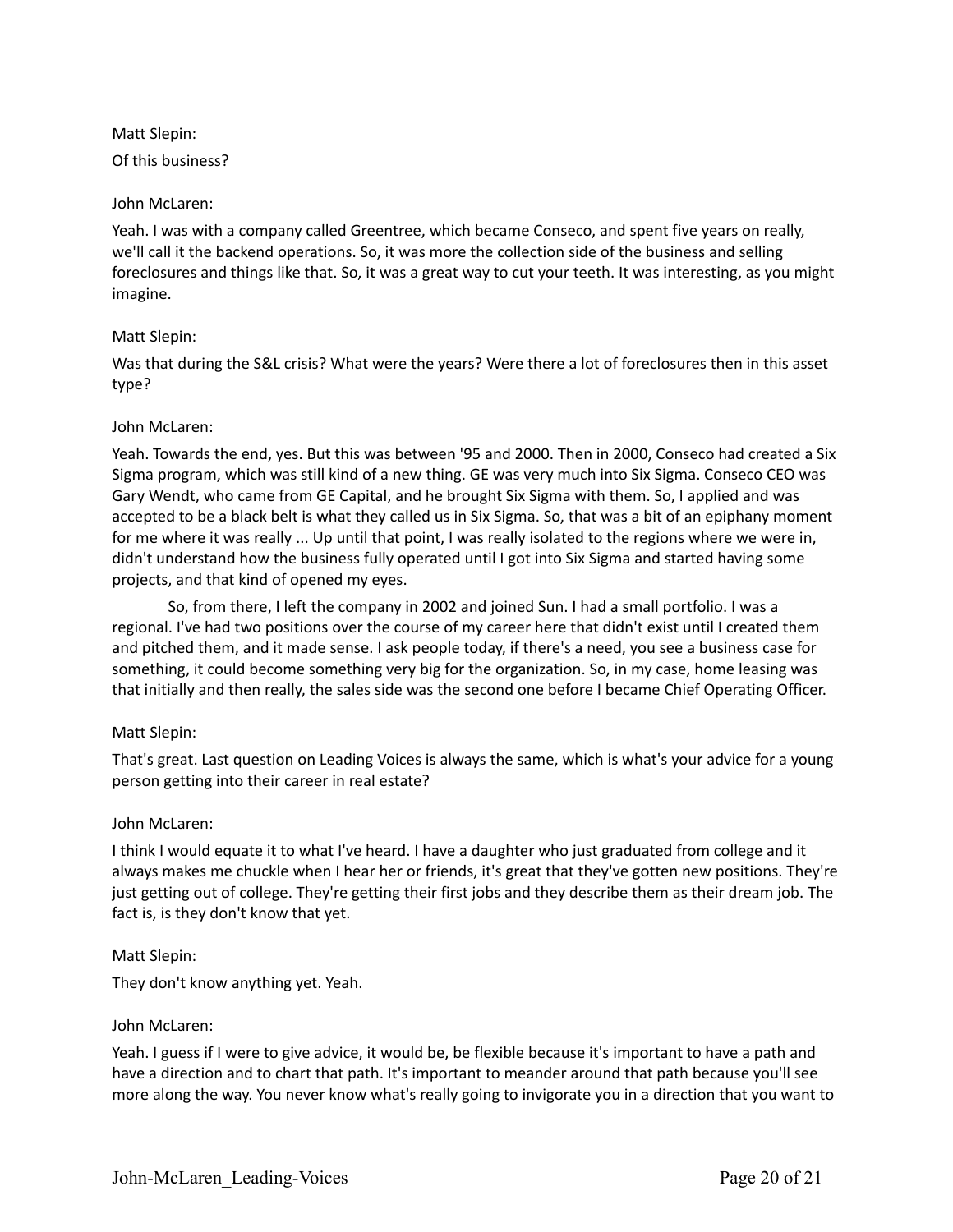Matt Slepin:

Of this business?

John McLaren:

Yeah. I was with a company called Greentree, which became Conseco, and spent five years on really, we'll call it the backend operations. So, it was more the collection side of the business and selling foreclosures and things like that. So, it was a great way to cut your teeth. It was interesting, as you might imagine.

Matt Slepin:

Was that during the S&L crisis? What were the years? Were there a lot of foreclosures then in this asset type?

John McLaren:

Yeah. Towards the end, yes. But this was between '95 and 2000. Then in 2000, Conseco had created a Six Sigma program, which was still kind of a new thing. GE was very much into Six Sigma. Conseco CEO was Gary Wendt, who came from GE Capital, and he brought Six Sigma with them. So, I applied and was accepted to be a black belt is what they called us in Six Sigma. So, that was a bit of an epiphany moment for me where it was really ... Up until that point, I was really isolated to the regions where we were in, didn't understand how the business fully operated until I got into Six Sigma and started having some projects, and that kind of opened my eyes.

So, from there, I left the company in 2002 and joined Sun. I had a small portfolio. I was a regional. I've had two positions over the course of my career here that didn't exist until I created them and pitched them, and it made sense. I ask people today, if there's a need, you see a business case for something, it could become something very big for the organization. So, in my case, home leasing was that initially and then really, the sales side was the second one before I became Chief Operating Officer.

Matt Slepin:

That's great. Last question on Leading Voices is always the same, which is what's your advice for a young person getting into their career in real estate?

John McLaren:

I think I would equate it to what I've heard. I have a daughter who just graduated from college and it always makes me chuckle when I hear her or friends, it's great that they've gotten new positions. They're just getting out of college. They're getting their first jobs and they describe them as their dream job. The fact is, is they don't know that yet.

Matt Slepin:

They don't know anything yet. Yeah.

John McLaren:

Yeah. I guess if I were to give advice, it would be, be flexible because it's important to have a path and have a direction and to chart that path. It's important to meander around that path because you'll see more along the way. You never know what's really going to invigorate you in a direction that you want to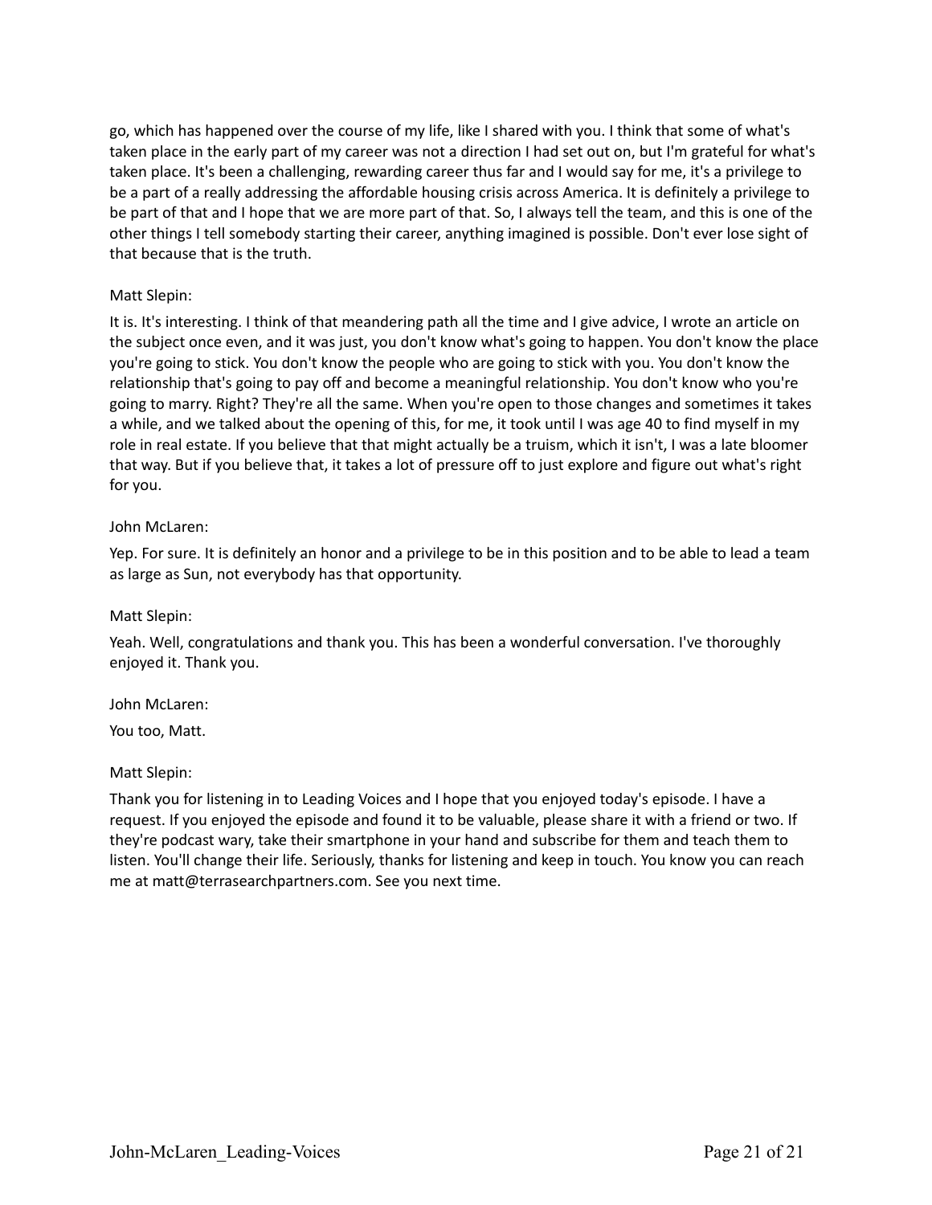go, which has happened over the course of my life, like I shared with you. I think that some of what's taken place in the early part of my career was not a direction I had set out on, but I'm grateful for what's taken place. It's been a challenging, rewarding career thus far and I would say for me, it's a privilege to be a part of a really addressing the affordable housing crisis across America. It is definitely a privilege to be part of that and I hope that we are more part of that. So, I always tell the team, and this is one of the other things I tell somebody starting their career, anything imagined is possible. Don't ever lose sight of that because that is the truth.

Matt Slepin:

It is. It's interesting. I think of that meandering path all the time and I give advice, I wrote an article on the subject once even, and it was just, you don't know what's going to happen. You don't know the place you're going to stick. You don't know the people who are going to stick with you. You don't know the relationship that's going to pay off and become a meaningful relationship. You don't know who you're going to marry. Right? They're all the same. When you're open to those changes and sometimes it takes a while, and we talked about the opening of this, for me, it took until I was age 40 to find myself in my role in real estate. If you believe that that might actually be a truism, which it isn't, I was a late bloomer that way. But if you believe that, it takes a lot of pressure off to just explore and figure out what's right for you.

John McLaren:

Yep. For sure. It is definitely an honor and a privilege to be in this position and to be able to lead a team as large as Sun, not everybody has that opportunity.

Matt Slepin:

Yeah. Well, congratulations and thank you. This has been a wonderful conversation. I've thoroughly enjoyed it. Thank you.

John McLaren:

You too, Matt.

Matt Slepin:

Thank you for listening in to Leading Voices and I hope that you enjoyed today's episode. I have a request. If you enjoyed the episode and found it to be valuable, please share it with a friend or two. If they're podcast wary, take their smartphone in your hand and subscribe for them and teach them to listen. You'll change their life. Seriously, thanks for listening and keep in touch. You know you can reach me at matt@terrasearchpartners.com. See you next time.